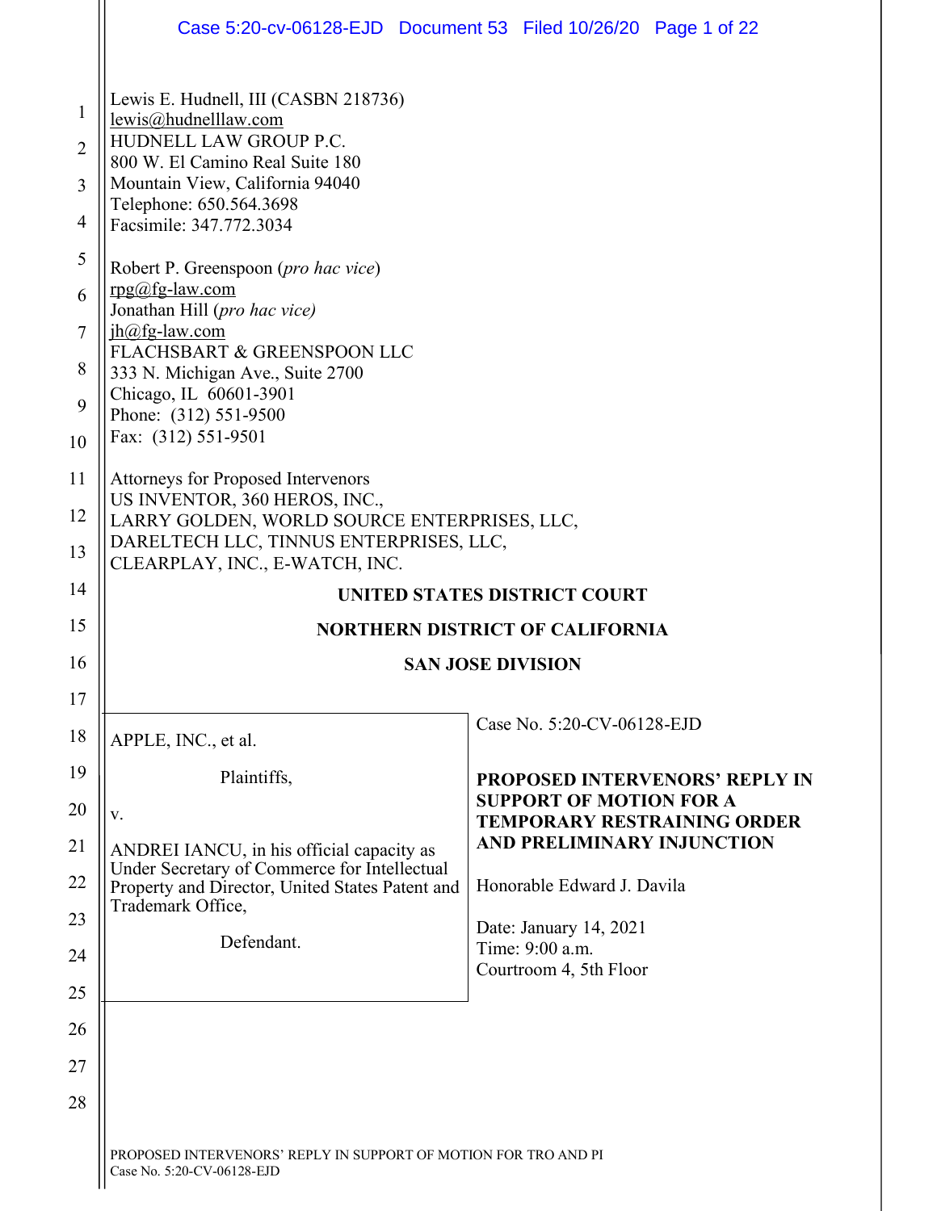Lewis E. Hudnell, III (CASBN 218736)
lewis@hudnelllaw.com
HUDNELL LAW GROUP P.C.
800 W. El Camino Real Suite 180
Mountain View, California 94040
Telephone: 650.564.3698
Facsimile: 347.772.3034

Robert P. Greenspoon (*pro hac vice*)
rpg@fg-law.com
Jonathan Hill (*pro hac vice)*
jh@fg-law.com
FLACHSBART & GREENSPOON LLC
333 N. Michigan Ave., Suite 2700
Chicago, IL 60601-3901
Phone: (312) 551-9500
Fax: (312) 551-9501

Attorneys for Proposed Intervenors
US INVENTOR, 360 HEROS, INC.,
LARRY GOLDEN, WORLD SOURCE ENTERPRISES, LLC,
DARELTECH LLC, TINNUS ENTERPRISES, LLC,
CLEARPLAY, INC., E-WATCH, INC.

**UNITED STATES DISTRICT COURT**

**NORTHERN DISTRICT OF CALIFORNIA**

**SAN JOSE DIVISION**

| | |
|---|---|
| APPLE, INC., et al.<br><br>Plaintiffs,<br><br>v.<br><br>ANDREI IANCU, in his official capacity as Under Secretary of Commerce for Intellectual Property and Director, United States Patent and Trademark Office,<br><br>Defendant. | Case No. 5:20-CV-06128-EJD<br><br>**PROPOSED INTERVENORS' REPLY IN SUPPORT OF MOTION FOR A TEMPORARY RESTRAINING ORDER AND PRELIMINARY INJUNCTION**<br><br>Honorable Edward J. Davila<br><br>Date: January 14, 2021<br>Time: 9:00 a.m.<br>Courtroom 4, 5th Floor |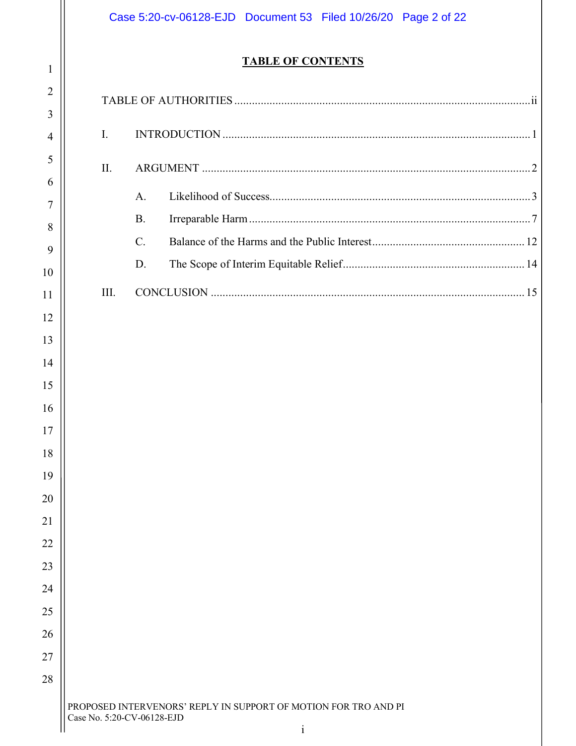# TABLE OF CONTENTS

TABLE OF AUTHORITIES ..... ii

I. INTRODUCTION ..... 1

II. ARGUMENT ..... 2

- A. Likelihood of Success ..... 3
- B. Irreparable Harm ..... 7
- C. Balance of the Harms and the Public Interest ..... 12
- D. The Scope of Interim Equitable Relief ..... 14

III. CONCLUSION ..... 15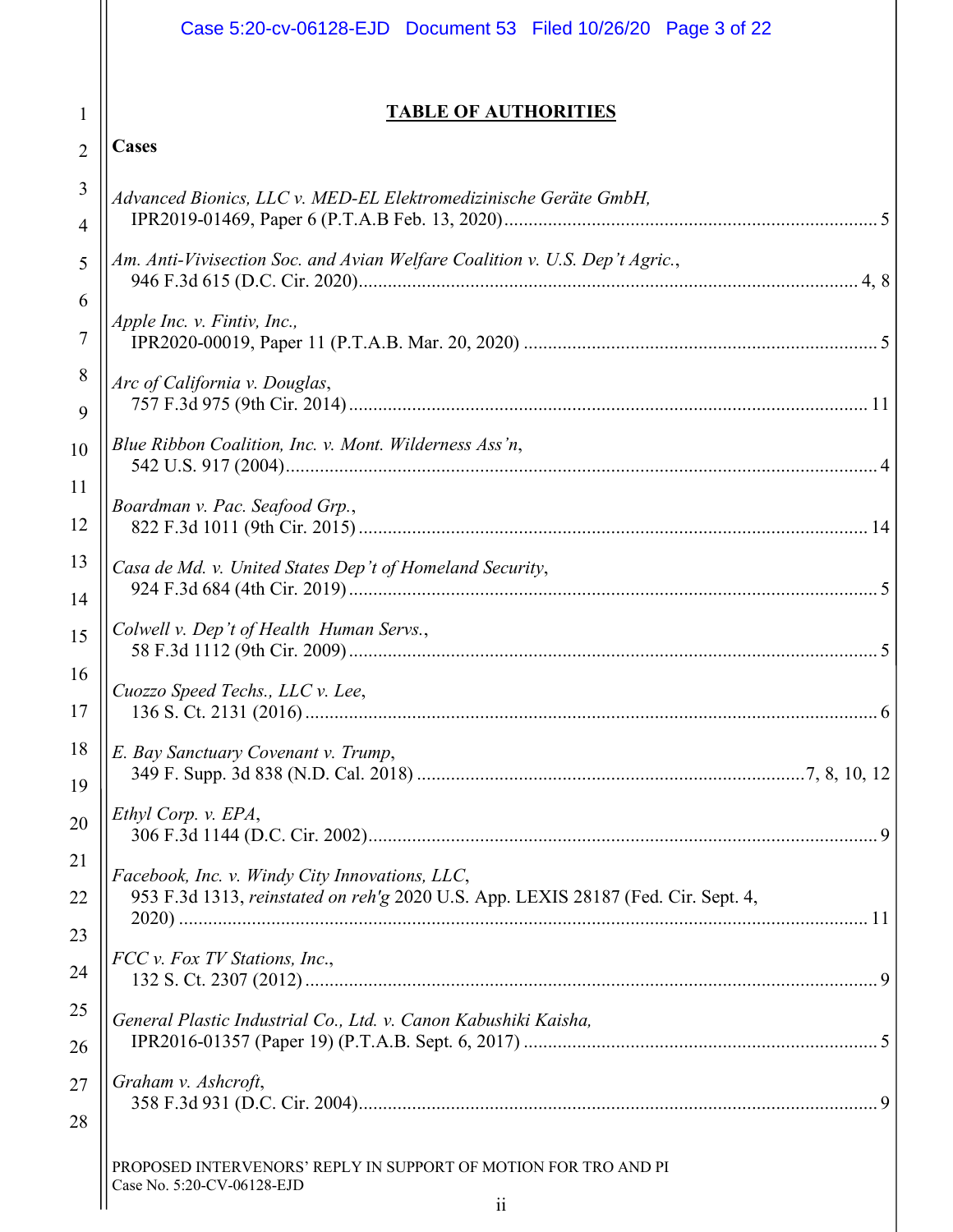## TABLE OF AUTHORITIES

**Cases**

*Advanced Bionics, LLC v. MED-EL Elektromedizinische Geräte GmbH,*
IPR2019-01469, Paper 6 (P.T.A.B Feb. 13, 2020) .......... 5

*Am. Anti-Vivisection Soc. and Avian Welfare Coalition v. U.S. Dep't Agric.*,
946 F.3d 615 (D.C. Cir. 2020) .......... 4, 8

*Apple Inc. v. Fintiv, Inc.,*
IPR2020-00019, Paper 11 (P.T.A.B. Mar. 20, 2020) .......... 5

*Arc of California v. Douglas*,
757 F.3d 975 (9th Cir. 2014) .......... 11

*Blue Ribbon Coalition, Inc. v. Mont. Wilderness Ass'n*,
542 U.S. 917 (2004) .......... 4

*Boardman v. Pac. Seafood Grp.*,
822 F.3d 1011 (9th Cir. 2015) .......... 14

*Casa de Md. v. United States Dep't of Homeland Security*,
924 F.3d 684 (4th Cir. 2019) .......... 5

*Colwell v. Dep't of Health Human Servs.*,
58 F.3d 1112 (9th Cir. 2009) .......... 5

*Cuozzo Speed Techs., LLC v. Lee*,
136 S. Ct. 2131 (2016) .......... 6

*E. Bay Sanctuary Covenant v. Trump*,
349 F. Supp. 3d 838 (N.D. Cal. 2018) .......... 7, 8, 10, 12

*Ethyl Corp. v. EPA*,
306 F.3d 1144 (D.C. Cir. 2002) .......... 9

*Facebook, Inc. v. Windy City Innovations, LLC*,
953 F.3d 1313, *reinstated on reh'g* 2020 U.S. App. LEXIS 28187 (Fed. Cir. Sept. 4, 2020) .......... 11

*FCC v. Fox TV Stations, Inc.*,
132 S. Ct. 2307 (2012) .......... 9

*General Plastic Industrial Co., Ltd. v. Canon Kabushiki Kaisha,*
IPR2016-01357 (Paper 19) (P.T.A.B. Sept. 6, 2017) .......... 5

*Graham v. Ashcroft*,
358 F.3d 931 (D.C. Cir. 2004) .......... 9

PROPOSED INTERVENORS' REPLY IN SUPPORT OF MOTION FOR TRO AND PI
Case No. 5:20-CV-06128-EJD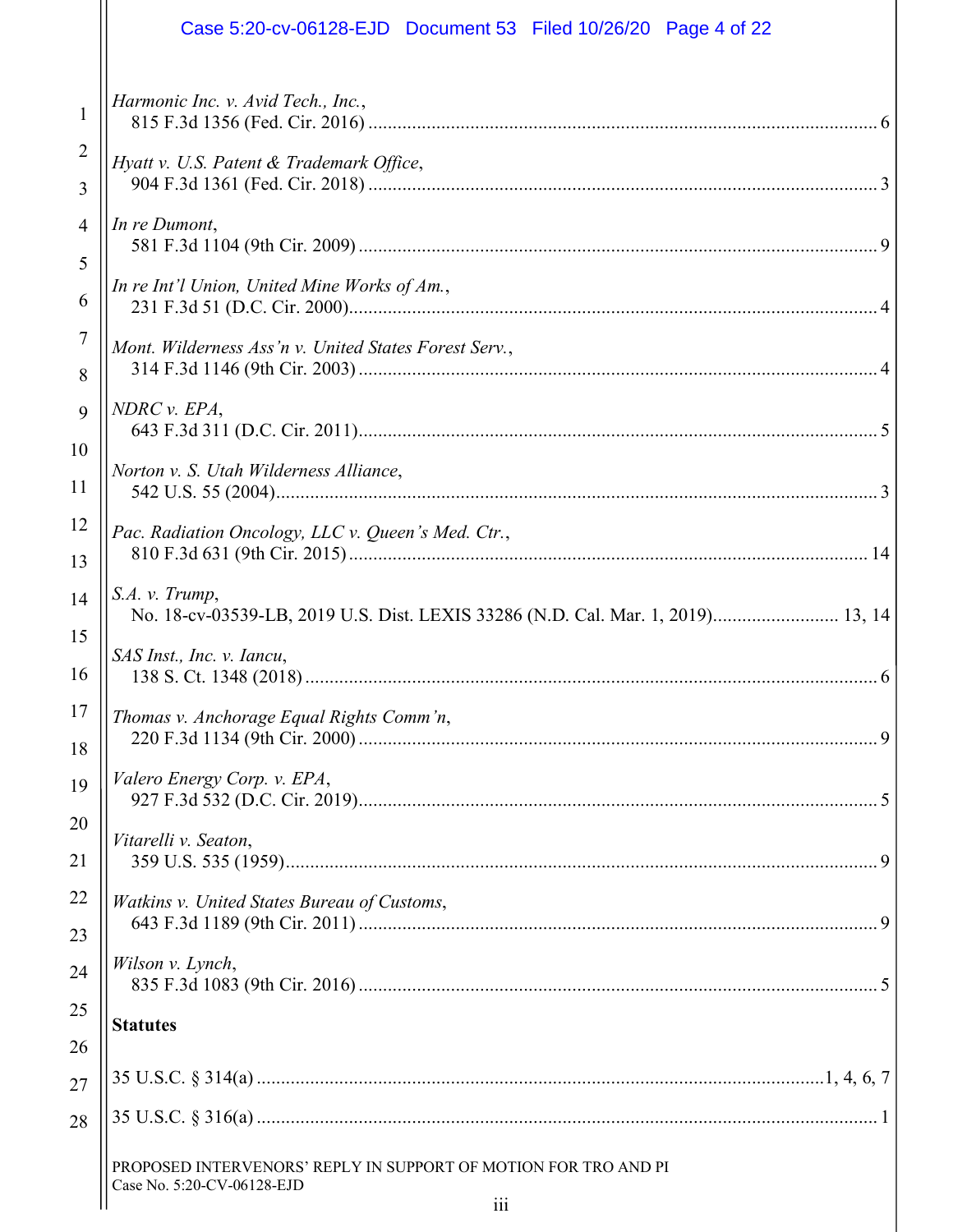*Harmonic Inc. v. Avid Tech., Inc.*,
815 F.3d 1356 (Fed. Cir. 2016) ........................................................................................ 6

*Hyatt v. U.S. Patent & Trademark Office*,
904 F.3d 1361 (Fed. Cir. 2018) ........................................................................................ 3

*In re Dumont*,
581 F.3d 1104 (9th Cir. 2009) .......................................................................................... 9

*In re Int'l Union, United Mine Works of Am.*,
231 F.3d 51 (D.C. Cir. 2000)............................................................................................ 4

*Mont. Wilderness Ass'n v. United States Forest Serv.*,
314 F.3d 1146 (9th Cir. 2003) .......................................................................................... 4

*NDRC v. EPA*,
643 F.3d 311 (D.C. Cir. 2011)........................................................................................... 5

*Norton v. S. Utah Wilderness Alliance*,
542 U.S. 55 (2004)............................................................................................................ 3

*Pac. Radiation Oncology, LLC v. Queen's Med. Ctr.*,
810 F.3d 631 (9th Cir. 2015).......................................................................................... 14

*S.A. v. Trump*,
No. 18-cv-03539-LB, 2019 U.S. Dist. LEXIS 33286 (N.D. Cal. Mar. 1, 2019).......................... 13, 14

*SAS Inst., Inc. v. Iancu*,
138 S. Ct. 1348 (2018) ..................................................................................................... 6

*Thomas v. Anchorage Equal Rights Comm'n*,
220 F.3d 1134 (9th Cir. 2000) .......................................................................................... 9

*Valero Energy Corp. v. EPA*,
927 F.3d 532 (D.C. Cir. 2019)........................................................................................... 5

*Vitarelli v. Seaton*,
359 U.S. 535 (1959).......................................................................................................... 9

*Watkins v. United States Bureau of Customs*,
643 F.3d 1189 (9th Cir. 2011) .......................................................................................... 9

*Wilson v. Lynch*,
835 F.3d 1083 (9th Cir. 2016) .......................................................................................... 5

**Statutes**

35 U.S.C. § 314(a) .................................................................................................1, 4, 6, 7

35 U.S.C. § 316(a) ............................................................................................................. 1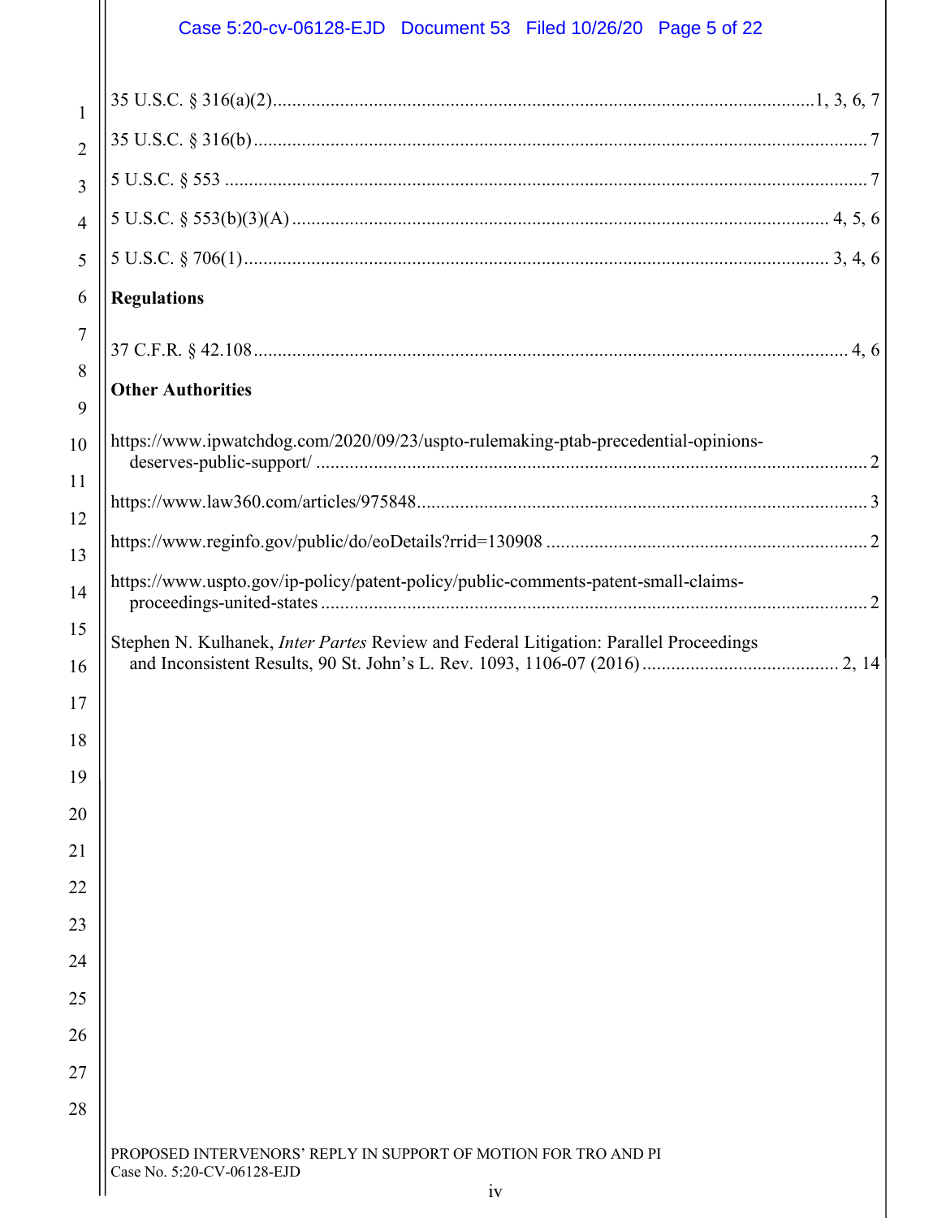35 U.S.C. § 316(a)(2) ........ 1, 3, 6, 7

35 U.S.C. § 316(b) ........ 7

5 U.S.C. § 553 ........ 7

5 U.S.C. § 553(b)(3)(A) ........ 4, 5, 6

5 U.S.C. § 706(1) ........ 3, 4, 6

**Regulations**

37 C.F.R. § 42.108 ........ 4, 6

**Other Authorities**

https://www.ipwatchdog.com/2020/09/23/uspto-rulemaking-ptab-precedential-opinions-deserves-public-support/ ........ 2

https://www.law360.com/articles/975848 ........ 3

https://www.reginfo.gov/public/do/eoDetails?rrid=130908 ........ 2

https://www.uspto.gov/ip-policy/patent-policy/public-comments-patent-small-claims-proceedings-united-states ........ 2

Stephen N. Kulhanek, *Inter Partes* Review and Federal Litigation: Parallel Proceedings and Inconsistent Results, 90 St. John's L. Rev. 1093, 1106-07 (2016) ........ 2, 14

PROPOSED INTERVENORS' REPLY IN SUPPORT OF MOTION FOR TRO AND PI
Case No. 5:20-CV-06128-EJD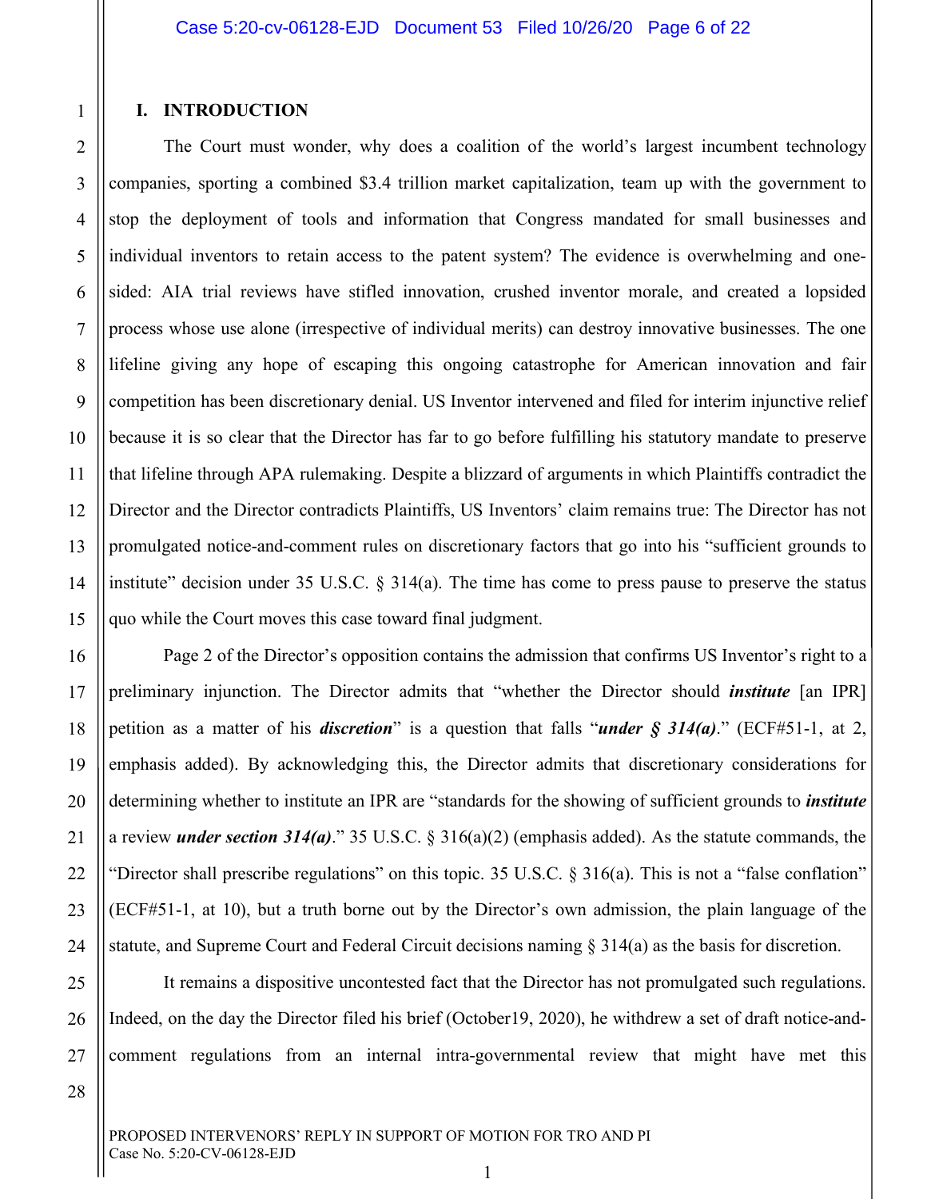## I. INTRODUCTION

The Court must wonder, why does a coalition of the world's largest incumbent technology companies, sporting a combined $3.4 trillion market capitalization, team up with the government to stop the deployment of tools and information that Congress mandated for small businesses and individual inventors to retain access to the patent system? The evidence is overwhelming and one-sided: AIA trial reviews have stifled innovation, crushed inventor morale, and created a lopsided process whose use alone (irrespective of individual merits) can destroy innovative businesses. The one lifeline giving any hope of escaping this ongoing catastrophe for American innovation and fair competition has been discretionary denial. US Inventor intervened and filed for interim injunctive relief because it is so clear that the Director has far to go before fulfilling his statutory mandate to preserve that lifeline through APA rulemaking. Despite a blizzard of arguments in which Plaintiffs contradict the Director and the Director contradicts Plaintiffs, US Inventors' claim remains true: The Director has not promulgated notice-and-comment rules on discretionary factors that go into his "sufficient grounds to institute" decision under 35 U.S.C. § 314(a). The time has come to press pause to preserve the status quo while the Court moves this case toward final judgment.

Page 2 of the Director's opposition contains the admission that confirms US Inventor's right to a preliminary injunction. The Director admits that "whether the Director should ***institute*** [an IPR] petition as a matter of his ***discretion***" is a question that falls "***under § 314(a)***." (ECF#51-1, at 2, emphasis added). By acknowledging this, the Director admits that discretionary considerations for determining whether to institute an IPR are "standards for the showing of sufficient grounds to ***institute*** a review ***under section 314(a)***." 35 U.S.C. § 316(a)(2) (emphasis added). As the statute commands, the "Director shall prescribe regulations" on this topic. 35 U.S.C. § 316(a). This is not a "false conflation" (ECF#51-1, at 10), but a truth borne out by the Director's own admission, the plain language of the statute, and Supreme Court and Federal Circuit decisions naming § 314(a) as the basis for discretion.

It remains a dispositive uncontested fact that the Director has not promulgated such regulations. Indeed, on the day the Director filed his brief (October19, 2020), he withdrew a set of draft notice-and-comment regulations from an internal intra-governmental review that might have met this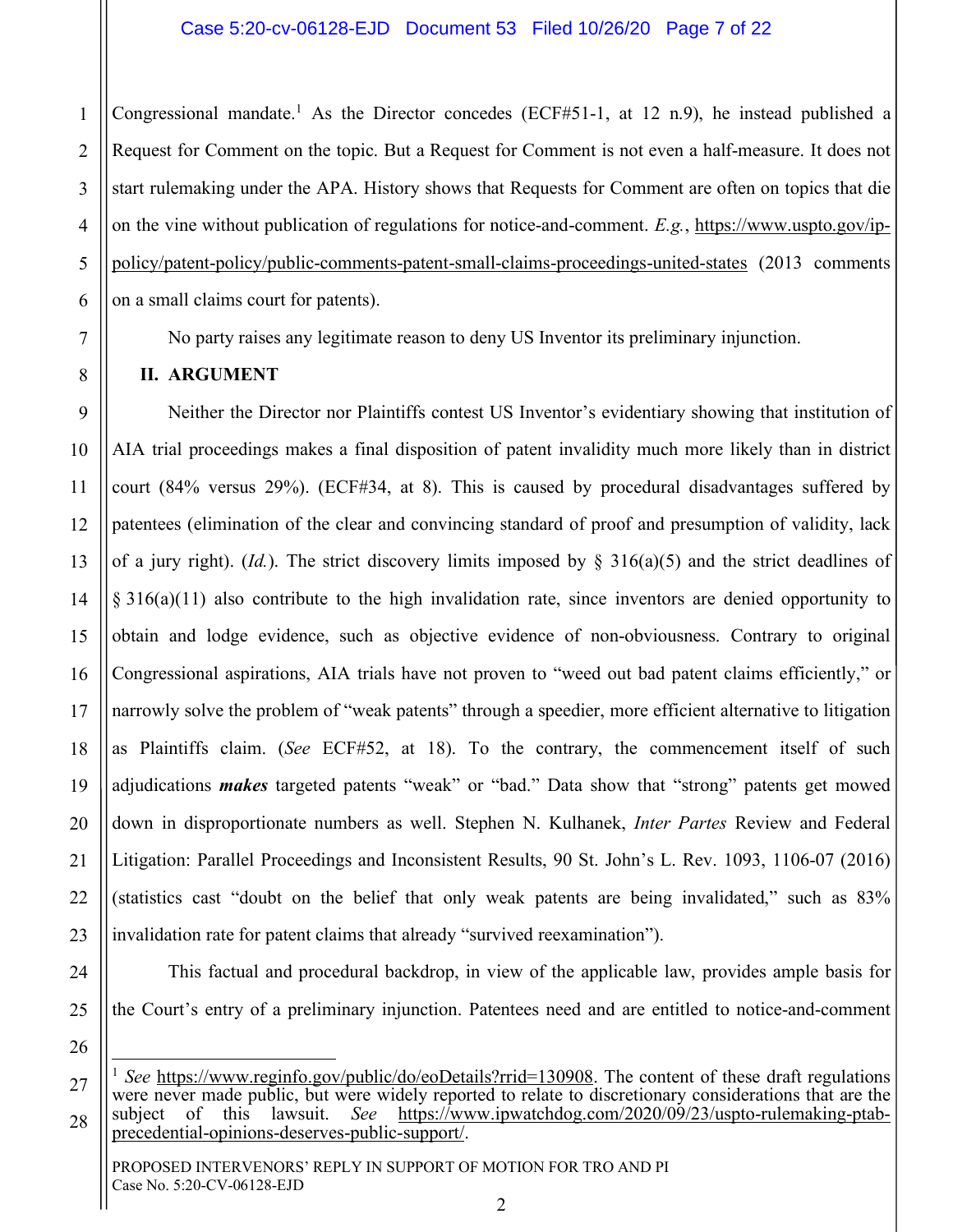Congressional mandate.[1] As the Director concedes (ECF#51-1, at 12 n.9), he instead published a Request for Comment on the topic. But a Request for Comment is not even a half-measure. It does not start rulemaking under the APA. History shows that Requests for Comment are often on topics that die on the vine without publication of regulations for notice-and-comment. *E.g.*, https://www.uspto.gov/ip-policy/patent-policy/public-comments-patent-small-claims-proceedings-united-states (2013 comments on a small claims court for patents).

No party raises any legitimate reason to deny US Inventor its preliminary injunction.

## II. ARGUMENT

Neither the Director nor Plaintiffs contest US Inventor's evidentiary showing that institution of AIA trial proceedings makes a final disposition of patent invalidity much more likely than in district court (84% versus 29%). (ECF#34, at 8). This is caused by procedural disadvantages suffered by patentees (elimination of the clear and convincing standard of proof and presumption of validity, lack of a jury right). (*Id.*). The strict discovery limits imposed by § 316(a)(5) and the strict deadlines of § 316(a)(11) also contribute to the high invalidation rate, since inventors are denied opportunity to obtain and lodge evidence, such as objective evidence of non-obviousness. Contrary to original Congressional aspirations, AIA trials have not proven to "weed out bad patent claims efficiently," or narrowly solve the problem of "weak patents" through a speedier, more efficient alternative to litigation as Plaintiffs claim. (*See* ECF#52, at 18). To the contrary, the commencement itself of such adjudications ***makes*** targeted patents "weak" or "bad." Data show that "strong" patents get mowed down in disproportionate numbers as well. Stephen N. Kulhanek, *Inter Partes* Review and Federal Litigation: Parallel Proceedings and Inconsistent Results, 90 St. John's L. Rev. 1093, 1106-07 (2016) (statistics cast "doubt on the belief that only weak patents are being invalidated," such as 83% invalidation rate for patent claims that already "survived reexamination").

This factual and procedural backdrop, in view of the applicable law, provides ample basis for the Court's entry of a preliminary injunction. Patentees need and are entitled to notice-and-comment

---

[1] *See* https://www.reginfo.gov/public/do/eoDetails?rrid=130908. The content of these draft regulations were never made public, but were widely reported to relate to discretionary considerations that are the subject of this lawsuit. *See* https://www.ipwatchdog.com/2020/09/23/uspto-rulemaking-ptab-precedential-opinions-deserves-public-support/.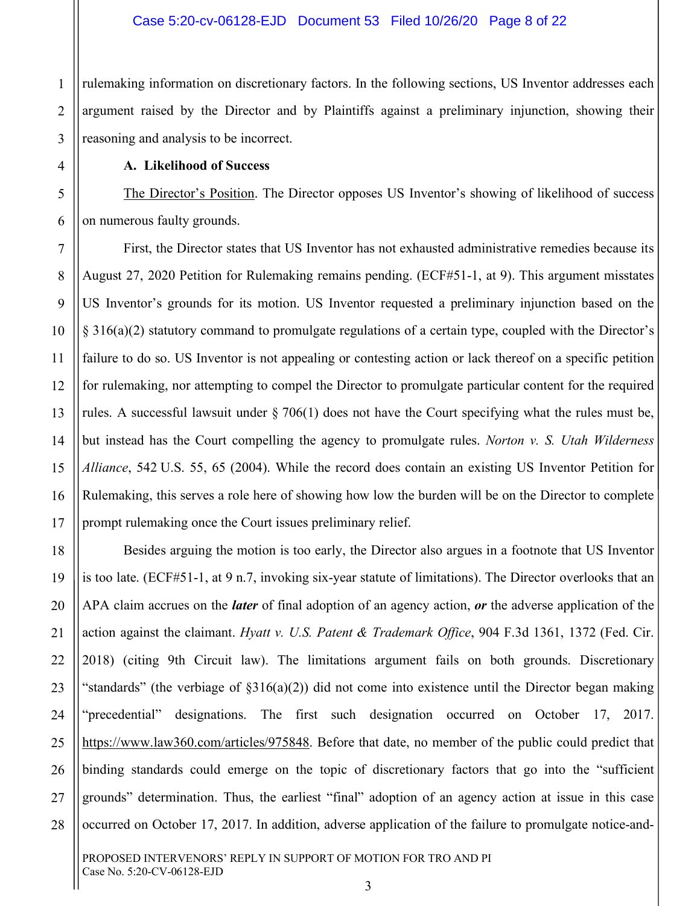rulemaking information on discretionary factors. In the following sections, US Inventor addresses each argument raised by the Director and by Plaintiffs against a preliminary injunction, showing their reasoning and analysis to be incorrect.

**A. Likelihood of Success**

The Director's Position. The Director opposes US Inventor's showing of likelihood of success on numerous faulty grounds.

First, the Director states that US Inventor has not exhausted administrative remedies because its August 27, 2020 Petition for Rulemaking remains pending. (ECF#51-1, at 9). This argument misstates US Inventor's grounds for its motion. US Inventor requested a preliminary injunction based on the § 316(a)(2) statutory command to promulgate regulations of a certain type, coupled with the Director's failure to do so. US Inventor is not appealing or contesting action or lack thereof on a specific petition for rulemaking, nor attempting to compel the Director to promulgate particular content for the required rules. A successful lawsuit under § 706(1) does not have the Court specifying what the rules must be, but instead has the Court compelling the agency to promulgate rules. *Norton v. S. Utah Wilderness Alliance*, 542 U.S. 55, 65 (2004). While the record does contain an existing US Inventor Petition for Rulemaking, this serves a role here of showing how low the burden will be on the Director to complete prompt rulemaking once the Court issues preliminary relief.

Besides arguing the motion is too early, the Director also argues in a footnote that US Inventor is too late. (ECF#51-1, at 9 n.7, invoking six-year statute of limitations). The Director overlooks that an APA claim accrues on the ***later*** of final adoption of an agency action, ***or*** the adverse application of the action against the claimant. *Hyatt v. U.S. Patent & Trademark Office*, 904 F.3d 1361, 1372 (Fed. Cir. 2018) (citing 9th Circuit law). The limitations argument fails on both grounds. Discretionary "standards" (the verbiage of §316(a)(2)) did not come into existence until the Director began making "precedential" designations. The first such designation occurred on October 17, 2017. https://www.law360.com/articles/975848. Before that date, no member of the public could predict that binding standards could emerge on the topic of discretionary factors that go into the "sufficient grounds" determination. Thus, the earliest "final" adoption of an agency action at issue in this case occurred on October 17, 2017. In addition, adverse application of the failure to promulgate notice-and-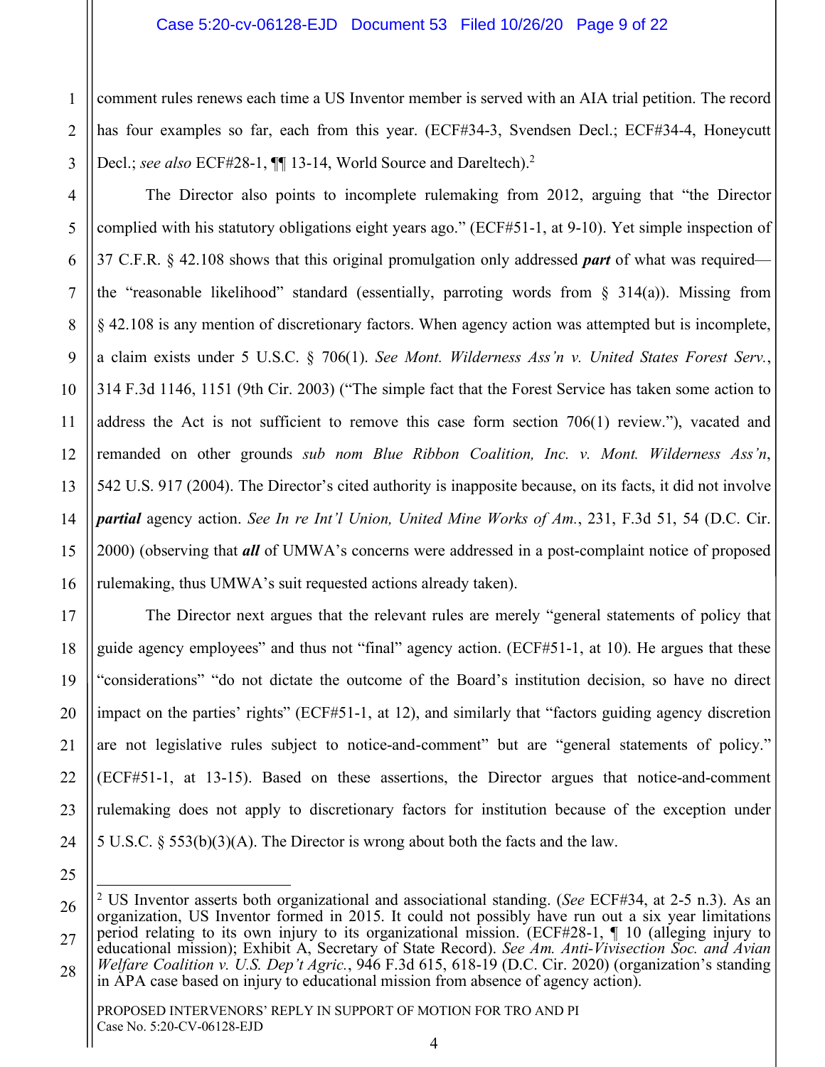comment rules renews each time a US Inventor member is served with an AIA trial petition. The record has four examples so far, each from this year. (ECF#34-3, Svendsen Decl.; ECF#34-4, Honeycutt Decl.; *see also* ECF#28-1, ¶¶ 13-14, World Source and Dareltech).[2]

The Director also points to incomplete rulemaking from 2012, arguing that "the Director complied with his statutory obligations eight years ago." (ECF#51-1, at 9-10). Yet simple inspection of 37 C.F.R. § 42.108 shows that this original promulgation only addressed ***part*** of what was required—the "reasonable likelihood" standard (essentially, parroting words from § 314(a)). Missing from § 42.108 is any mention of discretionary factors. When agency action was attempted but is incomplete, a claim exists under 5 U.S.C. § 706(1). *See Mont. Wilderness Ass'n v. United States Forest Serv.*, 314 F.3d 1146, 1151 (9th Cir. 2003) ("The simple fact that the Forest Service has taken some action to address the Act is not sufficient to remove this case form section 706(1) review."), vacated and remanded on other grounds *sub nom Blue Ribbon Coalition, Inc. v. Mont. Wilderness Ass'n*, 542 U.S. 917 (2004). The Director's cited authority is inapposite because, on its facts, it did not involve ***partial*** agency action. *See In re Int'l Union, United Mine Works of Am.*, 231, F.3d 51, 54 (D.C. Cir. 2000) (observing that ***all*** of UMWA's concerns were addressed in a post-complaint notice of proposed rulemaking, thus UMWA's suit requested actions already taken).

The Director next argues that the relevant rules are merely "general statements of policy that guide agency employees" and thus not "final" agency action. (ECF#51-1, at 10). He argues that these "considerations" "do not dictate the outcome of the Board's institution decision, so have no direct impact on the parties' rights" (ECF#51-1, at 12), and similarly that "factors guiding agency discretion are not legislative rules subject to notice-and-comment" but are "general statements of policy." (ECF#51-1, at 13-15). Based on these assertions, the Director argues that notice-and-comment rulemaking does not apply to discretionary factors for institution because of the exception under 5 U.S.C. § 553(b)(3)(A). The Director is wrong about both the facts and the law.

---

[2] US Inventor asserts both organizational and associational standing. (*See* ECF#34, at 2-5 n.3). As an organization, US Inventor formed in 2015. It could not possibly have run out a six year limitations period relating to its own injury to its organizational mission. (ECF#28-1, ¶ 10 (alleging injury to educational mission); Exhibit A, Secretary of State Record). *See Am. Anti-Vivisection Soc. and Avian Welfare Coalition v. U.S. Dep't Agric.*, 946 F.3d 615, 618-19 (D.C. Cir. 2020) (organization's standing in APA case based on injury to educational mission from absence of agency action).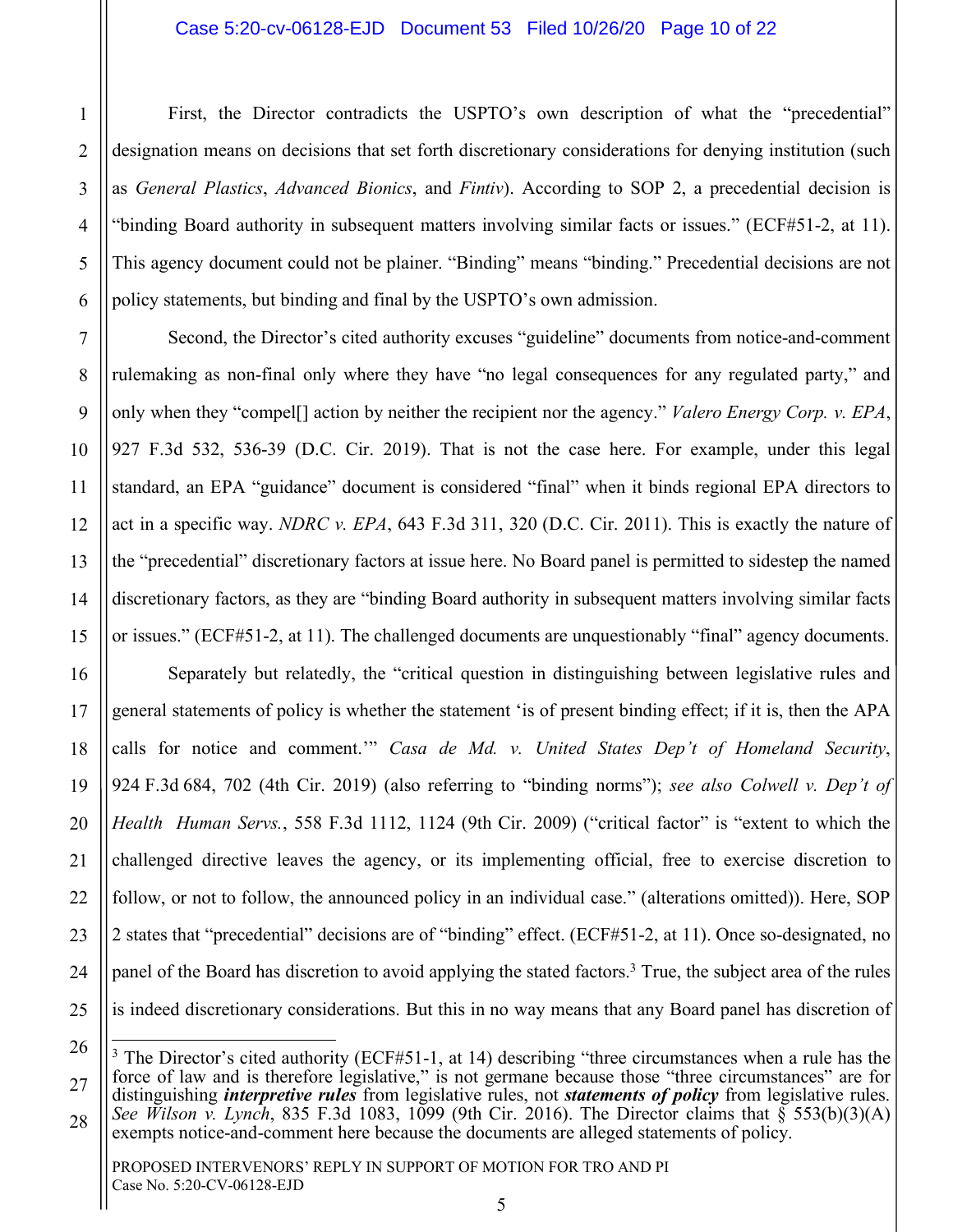First, the Director contradicts the USPTO's own description of what the "precedential" designation means on decisions that set forth discretionary considerations for denying institution (such as *General Plastics*, *Advanced Bionics*, and *Fintiv*). According to SOP 2, a precedential decision is "binding Board authority in subsequent matters involving similar facts or issues." (ECF#51-2, at 11). This agency document could not be plainer. "Binding" means "binding." Precedential decisions are not policy statements, but binding and final by the USPTO's own admission.

Second, the Director's cited authority excuses "guideline" documents from notice-and-comment rulemaking as non-final only where they have "no legal consequences for any regulated party," and only when they "compel[] action by neither the recipient nor the agency." *Valero Energy Corp. v. EPA*, 927 F.3d 532, 536-39 (D.C. Cir. 2019). That is not the case here. For example, under this legal standard, an EPA "guidance" document is considered "final" when it binds regional EPA directors to act in a specific way. *NDRC v. EPA*, 643 F.3d 311, 320 (D.C. Cir. 2011). This is exactly the nature of the "precedential" discretionary factors at issue here. No Board panel is permitted to sidestep the named discretionary factors, as they are "binding Board authority in subsequent matters involving similar facts or issues." (ECF#51-2, at 11). The challenged documents are unquestionably "final" agency documents.

Separately but relatedly, the "critical question in distinguishing between legislative rules and general statements of policy is whether the statement 'is of present binding effect; if it is, then the APA calls for notice and comment.'" *Casa de Md. v. United States Dep't of Homeland Security*, 924 F.3d 684, 702 (4th Cir. 2019) (also referring to "binding norms"); *see also Colwell v. Dep't of Health Human Servs.*, 558 F.3d 1112, 1124 (9th Cir. 2009) ("critical factor" is "extent to which the challenged directive leaves the agency, or its implementing official, free to exercise discretion to follow, or not to follow, the announced policy in an individual case." (alterations omitted)). Here, SOP 2 states that "precedential" decisions are of "binding" effect. (ECF#51-2, at 11). Once so-designated, no panel of the Board has discretion to avoid applying the stated factors.[3] True, the subject area of the rules is indeed discretionary considerations. But this in no way means that any Board panel has discretion of

---

[3] The Director's cited authority (ECF#51-1, at 14) describing "three circumstances when a rule has the force of law and is therefore legislative," is not germane because those "three circumstances" are for distinguishing ***interpretive rules*** from legislative rules, not ***statements of policy*** from legislative rules. *See Wilson v. Lynch*, 835 F.3d 1083, 1099 (9th Cir. 2016). The Director claims that § 553(b)(3)(A) exempts notice-and-comment here because the documents are alleged statements of policy.

PROPOSED INTERVENORS' REPLY IN SUPPORT OF MOTION FOR TRO AND PI
Case No. 5:20-CV-06128-EJD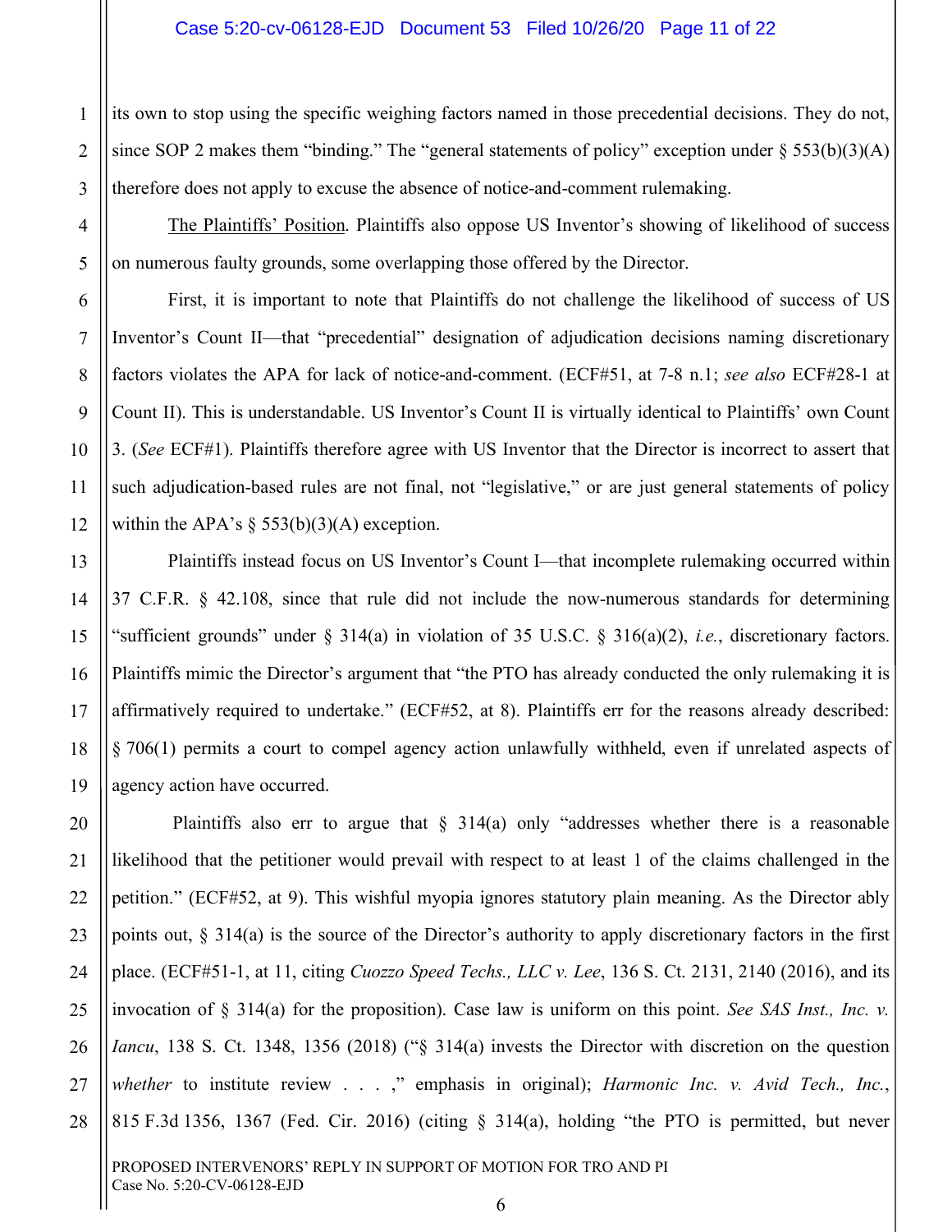its own to stop using the specific weighing factors named in those precedential decisions. They do not, since SOP 2 makes them "binding." The "general statements of policy" exception under § 553(b)(3)(A) therefore does not apply to excuse the absence of notice-and-comment rulemaking.

The Plaintiffs' Position. Plaintiffs also oppose US Inventor's showing of likelihood of success on numerous faulty grounds, some overlapping those offered by the Director.

First, it is important to note that Plaintiffs do not challenge the likelihood of success of US Inventor's Count II—that "precedential" designation of adjudication decisions naming discretionary factors violates the APA for lack of notice-and-comment. (ECF#51, at 7-8 n.1; *see also* ECF#28-1 at Count II). This is understandable. US Inventor's Count II is virtually identical to Plaintiffs' own Count 3. (*See* ECF#1). Plaintiffs therefore agree with US Inventor that the Director is incorrect to assert that such adjudication-based rules are not final, not "legislative," or are just general statements of policy within the APA's § 553(b)(3)(A) exception.

Plaintiffs instead focus on US Inventor's Count I—that incomplete rulemaking occurred within 37 C.F.R. § 42.108, since that rule did not include the now-numerous standards for determining "sufficient grounds" under § 314(a) in violation of 35 U.S.C. § 316(a)(2), *i.e.*, discretionary factors. Plaintiffs mimic the Director's argument that "the PTO has already conducted the only rulemaking it is affirmatively required to undertake." (ECF#52, at 8). Plaintiffs err for the reasons already described: § 706(1) permits a court to compel agency action unlawfully withheld, even if unrelated aspects of agency action have occurred.

Plaintiffs also err to argue that § 314(a) only "addresses whether there is a reasonable likelihood that the petitioner would prevail with respect to at least 1 of the claims challenged in the petition." (ECF#52, at 9). This wishful myopia ignores statutory plain meaning. As the Director ably points out, § 314(a) is the source of the Director's authority to apply discretionary factors in the first place. (ECF#51-1, at 11, citing *Cuozzo Speed Techs., LLC v. Lee*, 136 S. Ct. 2131, 2140 (2016), and its invocation of § 314(a) for the proposition). Case law is uniform on this point. *See SAS Inst., Inc. v. Iancu*, 138 S. Ct. 1348, 1356 (2018) ("§ 314(a) invests the Director with discretion on the question *whether* to institute review . . . ," emphasis in original); *Harmonic Inc. v. Avid Tech., Inc.*, 815 F.3d 1356, 1367 (Fed. Cir. 2016) (citing § 314(a), holding "the PTO is permitted, but never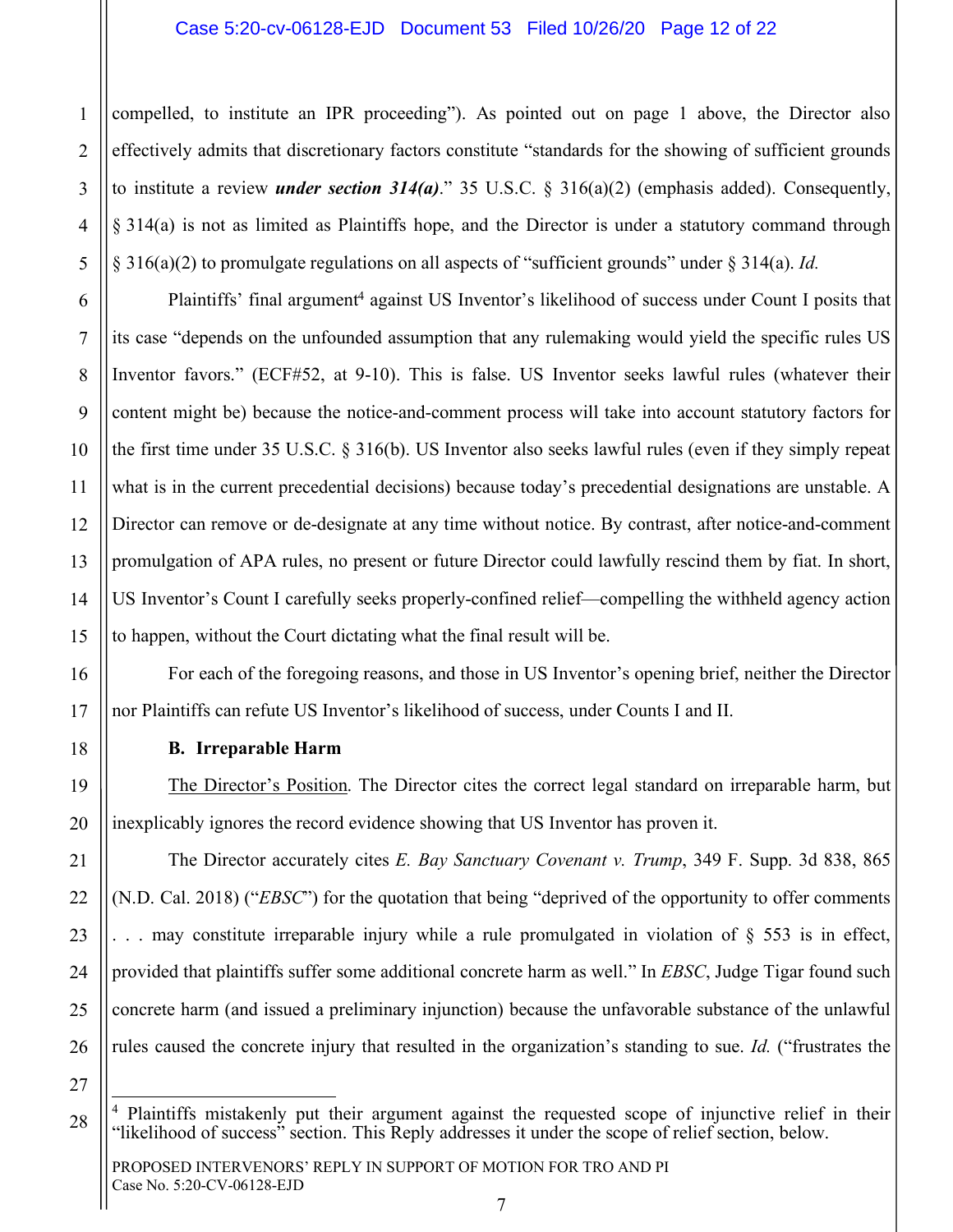compelled, to institute an IPR proceeding"). As pointed out on page 1 above, the Director also effectively admits that discretionary factors constitute "standards for the showing of sufficient grounds to institute a review ***under section 314(a)***." 35 U.S.C. § 316(a)(2) (emphasis added). Consequently, § 314(a) is not as limited as Plaintiffs hope, and the Director is under a statutory command through § 316(a)(2) to promulgate regulations on all aspects of "sufficient grounds" under § 314(a). *Id.*

Plaintiffs' final argument[4] against US Inventor's likelihood of success under Count I posits that its case "depends on the unfounded assumption that any rulemaking would yield the specific rules US Inventor favors." (ECF#52, at 9-10). This is false. US Inventor seeks lawful rules (whatever their content might be) because the notice-and-comment process will take into account statutory factors for the first time under 35 U.S.C. § 316(b). US Inventor also seeks lawful rules (even if they simply repeat what is in the current precedential decisions) because today's precedential designations are unstable. A Director can remove or de-designate at any time without notice. By contrast, after notice-and-comment promulgation of APA rules, no present or future Director could lawfully rescind them by fiat. In short, US Inventor's Count I carefully seeks properly-confined relief—compelling the withheld agency action to happen, without the Court dictating what the final result will be.

For each of the foregoing reasons, and those in US Inventor's opening brief, neither the Director nor Plaintiffs can refute US Inventor's likelihood of success, under Counts I and II.

**B. Irreparable Harm**

The Director's Position. The Director cites the correct legal standard on irreparable harm, but inexplicably ignores the record evidence showing that US Inventor has proven it.

The Director accurately cites *E. Bay Sanctuary Covenant v. Trump*, 349 F. Supp. 3d 838, 865 (N.D. Cal. 2018) ("*EBSC*") for the quotation that being "deprived of the opportunity to offer comments . . . may constitute irreparable injury while a rule promulgated in violation of § 553 is in effect, provided that plaintiffs suffer some additional concrete harm as well." In *EBSC*, Judge Tigar found such concrete harm (and issued a preliminary injunction) because the unfavorable substance of the unlawful rules caused the concrete injury that resulted in the organization's standing to sue. *Id.* ("frustrates the

[4] Plaintiffs mistakenly put their argument against the requested scope of injunctive relief in their "likelihood of success" section. This Reply addresses it under the scope of relief section, below.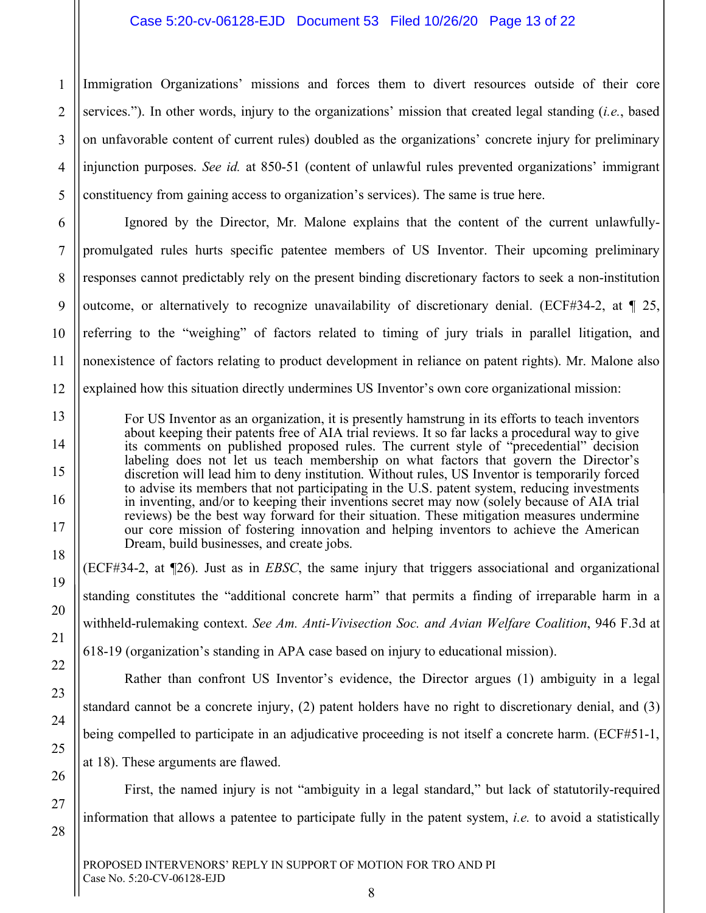Immigration Organizations' missions and forces them to divert resources outside of their core services."). In other words, injury to the organizations' mission that created legal standing (*i.e.*, based on unfavorable content of current rules) doubled as the organizations' concrete injury for preliminary injunction purposes. *See id.* at 850-51 (content of unlawful rules prevented organizations' immigrant constituency from gaining access to organization's services). The same is true here.

Ignored by the Director, Mr. Malone explains that the content of the current unlawfully-promulgated rules hurts specific patentee members of US Inventor. Their upcoming preliminary responses cannot predictably rely on the present binding discretionary factors to seek a non-institution outcome, or alternatively to recognize unavailability of discretionary denial. (ECF#34-2, at ¶ 25, referring to the "weighing" of factors related to timing of jury trials in parallel litigation, and nonexistence of factors relating to product development in reliance on patent rights). Mr. Malone also explained how this situation directly undermines US Inventor's own core organizational mission:

> For US Inventor as an organization, it is presently hamstrung in its efforts to teach inventors about keeping their patents free of AIA trial reviews. It so far lacks a procedural way to give its comments on published proposed rules. The current style of "precedential" decision labeling does not let us teach membership on what factors that govern the Director's discretion will lead him to deny institution. Without rules, US Inventor is temporarily forced to advise its members that not participating in the U.S. patent system, reducing investments in inventing, and/or to keeping their inventions secret may now (solely because of AIA trial reviews) be the best way forward for their situation. These mitigation measures undermine our core mission of fostering innovation and helping inventors to achieve the American Dream, build businesses, and create jobs.

(ECF#34-2, at ¶26). Just as in *EBSC*, the same injury that triggers associational and organizational standing constitutes the "additional concrete harm" that permits a finding of irreparable harm in a withheld-rulemaking context. *See Am. Anti-Vivisection Soc. and Avian Welfare Coalition*, 946 F.3d at 618-19 (organization's standing in APA case based on injury to educational mission).

Rather than confront US Inventor's evidence, the Director argues (1) ambiguity in a legal standard cannot be a concrete injury, (2) patent holders have no right to discretionary denial, and (3) being compelled to participate in an adjudicative proceeding is not itself a concrete harm. (ECF#51-1, at 18). These arguments are flawed.

First, the named injury is not "ambiguity in a legal standard," but lack of statutorily-required information that allows a patentee to participate fully in the patent system, *i.e.* to avoid a statistically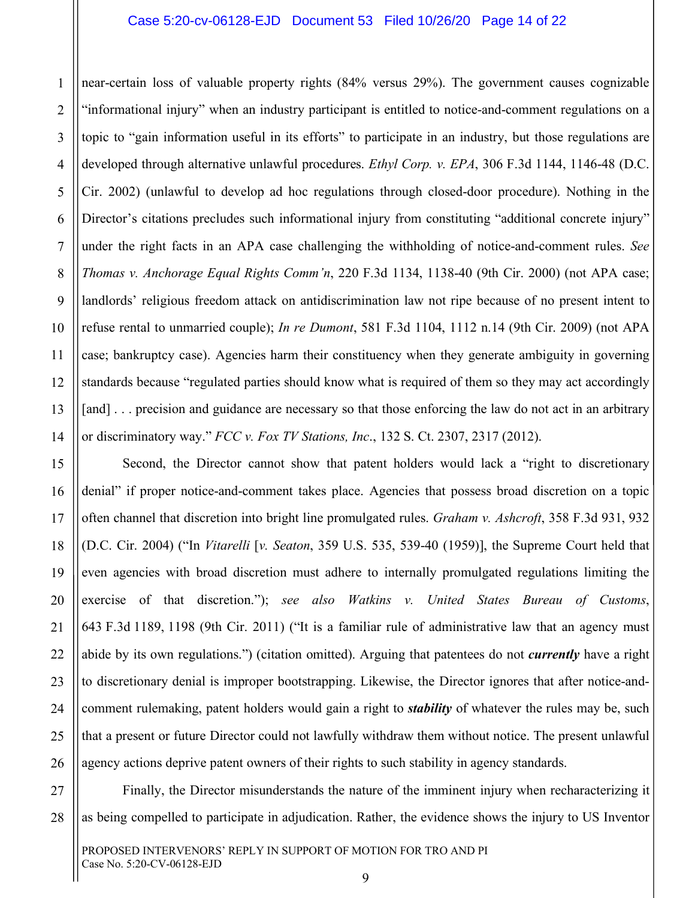near-certain loss of valuable property rights (84% versus 29%). The government causes cognizable "informational injury" when an industry participant is entitled to notice-and-comment regulations on a topic to "gain information useful in its efforts" to participate in an industry, but those regulations are developed through alternative unlawful procedures. *Ethyl Corp. v. EPA*, 306 F.3d 1144, 1146-48 (D.C. Cir. 2002) (unlawful to develop ad hoc regulations through closed-door procedure). Nothing in the Director's citations precludes such informational injury from constituting "additional concrete injury" under the right facts in an APA case challenging the withholding of notice-and-comment rules. *See Thomas v. Anchorage Equal Rights Comm'n*, 220 F.3d 1134, 1138-40 (9th Cir. 2000) (not APA case; landlords' religious freedom attack on antidiscrimination law not ripe because of no present intent to refuse rental to unmarried couple); *In re Dumont*, 581 F.3d 1104, 1112 n.14 (9th Cir. 2009) (not APA case; bankruptcy case). Agencies harm their constituency when they generate ambiguity in governing standards because "regulated parties should know what is required of them so they may act accordingly [and] . . . precision and guidance are necessary so that those enforcing the law do not act in an arbitrary or discriminatory way." *FCC v. Fox TV Stations, Inc*., 132 S. Ct. 2307, 2317 (2012).

Second, the Director cannot show that patent holders would lack a "right to discretionary denial" if proper notice-and-comment takes place. Agencies that possess broad discretion on a topic often channel that discretion into bright line promulgated rules. *Graham v. Ashcroft*, 358 F.3d 931, 932 (D.C. Cir. 2004) ("In *Vitarelli* [*v. Seaton*, 359 U.S. 535, 539-40 (1959)], the Supreme Court held that even agencies with broad discretion must adhere to internally promulgated regulations limiting the exercise of that discretion."); *see also Watkins v. United States Bureau of Customs*, 643 F.3d 1189, 1198 (9th Cir. 2011) ("It is a familiar rule of administrative law that an agency must abide by its own regulations.") (citation omitted). Arguing that patentees do not ***currently*** have a right to discretionary denial is improper bootstrapping. Likewise, the Director ignores that after notice-and-comment rulemaking, patent holders would gain a right to ***stability*** of whatever the rules may be, such that a present or future Director could not lawfully withdraw them without notice. The present unlawful agency actions deprive patent owners of their rights to such stability in agency standards.

Finally, the Director misunderstands the nature of the imminent injury when recharacterizing it as being compelled to participate in adjudication. Rather, the evidence shows the injury to US Inventor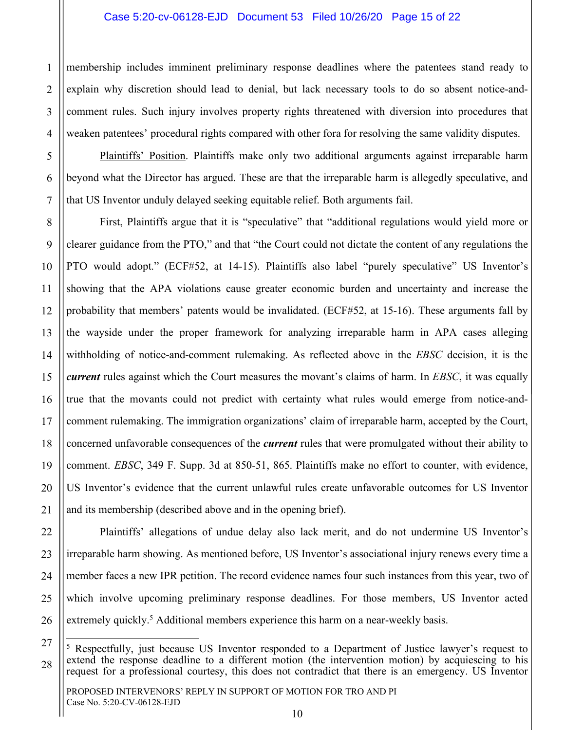membership includes imminent preliminary response deadlines where the patentees stand ready to explain why discretion should lead to denial, but lack necessary tools to do so absent notice-and-comment rules. Such injury involves property rights threatened with diversion into procedures that weaken patentees' procedural rights compared with other fora for resolving the same validity disputes.

Plaintiffs' Position. Plaintiffs make only two additional arguments against irreparable harm beyond what the Director has argued. These are that the irreparable harm is allegedly speculative, and that US Inventor unduly delayed seeking equitable relief. Both arguments fail.

First, Plaintiffs argue that it is "speculative" that "additional regulations would yield more or clearer guidance from the PTO," and that "the Court could not dictate the content of any regulations the PTO would adopt." (ECF#52, at 14-15). Plaintiffs also label "purely speculative" US Inventor's showing that the APA violations cause greater economic burden and uncertainty and increase the probability that members' patents would be invalidated. (ECF#52, at 15-16). These arguments fall by the wayside under the proper framework for analyzing irreparable harm in APA cases alleging withholding of notice-and-comment rulemaking. As reflected above in the *EBSC* decision, it is the ***current*** rules against which the Court measures the movant's claims of harm. In *EBSC*, it was equally true that the movants could not predict with certainty what rules would emerge from notice-and-comment rulemaking. The immigration organizations' claim of irreparable harm, accepted by the Court, concerned unfavorable consequences of the ***current*** rules that were promulgated without their ability to comment. *EBSC*, 349 F. Supp. 3d at 850-51, 865. Plaintiffs make no effort to counter, with evidence, US Inventor's evidence that the current unlawful rules create unfavorable outcomes for US Inventor and its membership (described above and in the opening brief).

Plaintiffs' allegations of undue delay also lack merit, and do not undermine US Inventor's irreparable harm showing. As mentioned before, US Inventor's associational injury renews every time a member faces a new IPR petition. The record evidence names four such instances from this year, two of which involve upcoming preliminary response deadlines. For those members, US Inventor acted extremely quickly.[5] Additional members experience this harm on a near-weekly basis.

[5] Respectfully, just because US Inventor responded to a Department of Justice lawyer's request to extend the response deadline to a different motion (the intervention motion) by acquiescing to his request for a professional courtesy, this does not contradict that there is an emergency. US Inventor

PROPOSED INTERVENORS' REPLY IN SUPPORT OF MOTION FOR TRO AND PI
Case No. 5:20-CV-06128-EJD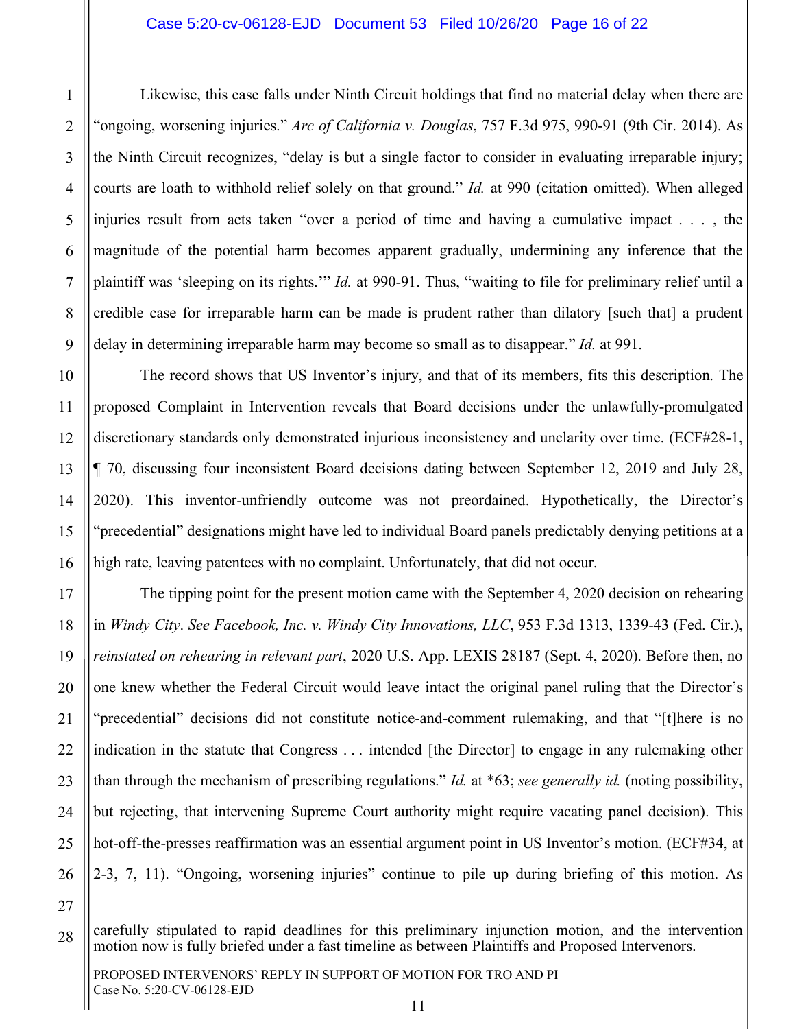Likewise, this case falls under Ninth Circuit holdings that find no material delay when there are "ongoing, worsening injuries." *Arc of California v. Douglas*, 757 F.3d 975, 990-91 (9th Cir. 2014). As the Ninth Circuit recognizes, "delay is but a single factor to consider in evaluating irreparable injury; courts are loath to withhold relief solely on that ground." *Id.* at 990 (citation omitted). When alleged injuries result from acts taken "over a period of time and having a cumulative impact . . . , the magnitude of the potential harm becomes apparent gradually, undermining any inference that the plaintiff was 'sleeping on its rights.'" *Id.* at 990-91. Thus, "waiting to file for preliminary relief until a credible case for irreparable harm can be made is prudent rather than dilatory [such that] a prudent delay in determining irreparable harm may become so small as to disappear." *Id.* at 991.

The record shows that US Inventor's injury, and that of its members, fits this description. The proposed Complaint in Intervention reveals that Board decisions under the unlawfully-promulgated discretionary standards only demonstrated injurious inconsistency and unclarity over time. (ECF#28-1, ¶ 70, discussing four inconsistent Board decisions dating between September 12, 2019 and July 28, 2020). This inventor-unfriendly outcome was not preordained. Hypothetically, the Director's "precedential" designations might have led to individual Board panels predictably denying petitions at a high rate, leaving patentees with no complaint. Unfortunately, that did not occur.

The tipping point for the present motion came with the September 4, 2020 decision on rehearing in *Windy City*. *See Facebook, Inc. v. Windy City Innovations, LLC*, 953 F.3d 1313, 1339-43 (Fed. Cir.), *reinstated on rehearing in relevant part*, 2020 U.S. App. LEXIS 28187 (Sept. 4, 2020). Before then, no one knew whether the Federal Circuit would leave intact the original panel ruling that the Director's "precedential" decisions did not constitute notice-and-comment rulemaking, and that "[t]here is no indication in the statute that Congress . . . intended [the Director] to engage in any rulemaking other than through the mechanism of prescribing regulations." *Id.* at *63; *see generally id.* (noting possibility, but rejecting, that intervening Supreme Court authority might require vacating panel decision). This hot-off-the-presses reaffirmation was an essential argument point in US Inventor's motion. (ECF#34, at 2-3, 7, 11). "Ongoing, worsening injuries" continue to pile up during briefing of this motion. As

---

carefully stipulated to rapid deadlines for this preliminary injunction motion, and the intervention motion now is fully briefed under a fast timeline as between Plaintiffs and Proposed Intervenors.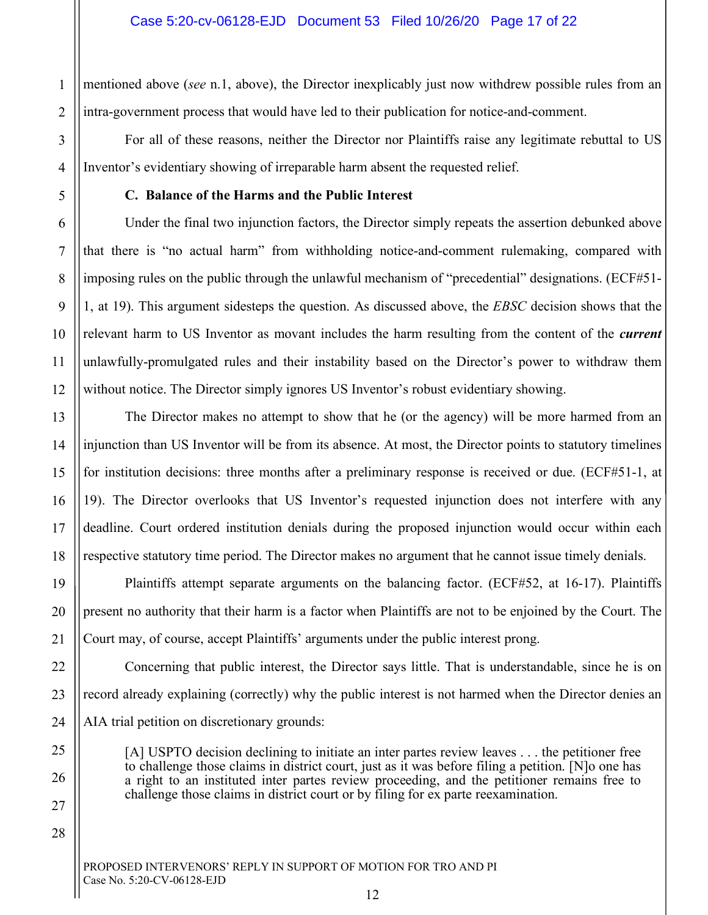mentioned above (*see* n.1, above), the Director inexplicably just now withdrew possible rules from an intra-government process that would have led to their publication for notice-and-comment.

For all of these reasons, neither the Director nor Plaintiffs raise any legitimate rebuttal to US Inventor's evidentiary showing of irreparable harm absent the requested relief.

**C. Balance of the Harms and the Public Interest**

Under the final two injunction factors, the Director simply repeats the assertion debunked above that there is "no actual harm" from withholding notice-and-comment rulemaking, compared with imposing rules on the public through the unlawful mechanism of "precedential" designations. (ECF#51-1, at 19). This argument sidesteps the question. As discussed above, the *EBSC* decision shows that the relevant harm to US Inventor as movant includes the harm resulting from the content of the ***current*** unlawfully-promulgated rules and their instability based on the Director's power to withdraw them without notice. The Director simply ignores US Inventor's robust evidentiary showing.

The Director makes no attempt to show that he (or the agency) will be more harmed from an injunction than US Inventor will be from its absence. At most, the Director points to statutory timelines for institution decisions: three months after a preliminary response is received or due. (ECF#51-1, at 19). The Director overlooks that US Inventor's requested injunction does not interfere with any deadline. Court ordered institution denials during the proposed injunction would occur within each respective statutory time period. The Director makes no argument that he cannot issue timely denials.

Plaintiffs attempt separate arguments on the balancing factor. (ECF#52, at 16-17). Plaintiffs present no authority that their harm is a factor when Plaintiffs are not to be enjoined by the Court. The Court may, of course, accept Plaintiffs' arguments under the public interest prong.

Concerning that public interest, the Director says little. That is understandable, since he is on record already explaining (correctly) why the public interest is not harmed when the Director denies an AIA trial petition on discretionary grounds:

> [A] USPTO decision declining to initiate an inter partes review leaves . . . the petitioner free to challenge those claims in district court, just as it was before filing a petition. [N]o one has a right to an instituted inter partes review proceeding, and the petitioner remains free to challenge those claims in district court or by filing for ex parte reexamination.

PROPOSED INTERVENORS' REPLY IN SUPPORT OF MOTION FOR TRO AND PI
Case No. 5:20-CV-06128-EJD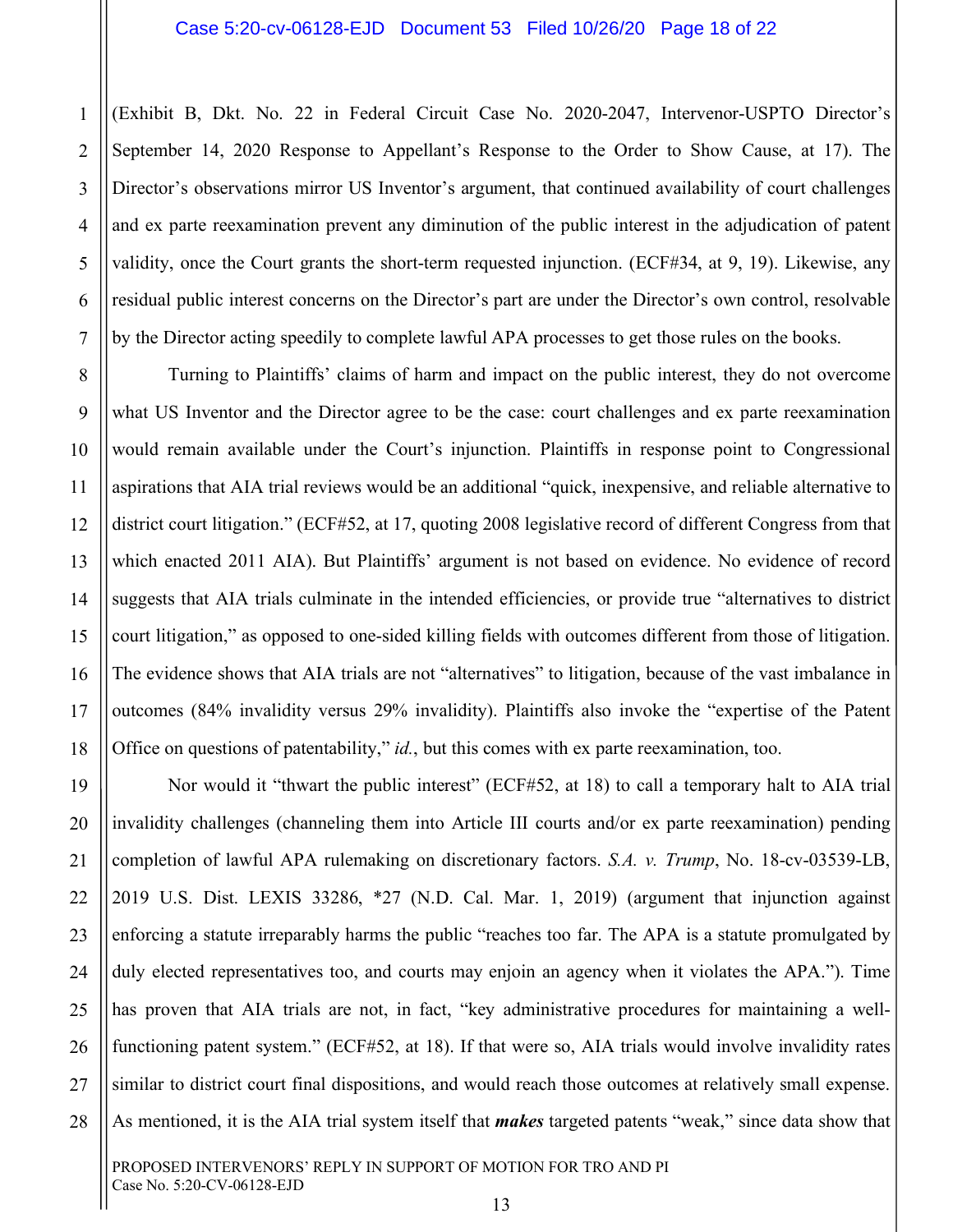(Exhibit B, Dkt. No. 22 in Federal Circuit Case No. 2020-2047, Intervenor-USPTO Director's September 14, 2020 Response to Appellant's Response to the Order to Show Cause, at 17). The Director's observations mirror US Inventor's argument, that continued availability of court challenges and ex parte reexamination prevent any diminution of the public interest in the adjudication of patent validity, once the Court grants the short-term requested injunction. (ECF#34, at 9, 19). Likewise, any residual public interest concerns on the Director's part are under the Director's own control, resolvable by the Director acting speedily to complete lawful APA processes to get those rules on the books.

Turning to Plaintiffs' claims of harm and impact on the public interest, they do not overcome what US Inventor and the Director agree to be the case: court challenges and ex parte reexamination would remain available under the Court's injunction. Plaintiffs in response point to Congressional aspirations that AIA trial reviews would be an additional "quick, inexpensive, and reliable alternative to district court litigation." (ECF#52, at 17, quoting 2008 legislative record of different Congress from that which enacted 2011 AIA). But Plaintiffs' argument is not based on evidence. No evidence of record suggests that AIA trials culminate in the intended efficiencies, or provide true "alternatives to district court litigation," as opposed to one-sided killing fields with outcomes different from those of litigation. The evidence shows that AIA trials are not "alternatives" to litigation, because of the vast imbalance in outcomes (84% invalidity versus 29% invalidity). Plaintiffs also invoke the "expertise of the Patent Office on questions of patentability," *id.*, but this comes with ex parte reexamination, too.

Nor would it "thwart the public interest" (ECF#52, at 18) to call a temporary halt to AIA trial invalidity challenges (channeling them into Article III courts and/or ex parte reexamination) pending completion of lawful APA rulemaking on discretionary factors. *S.A. v. Trump*, No. 18-cv-03539-LB, 2019 U.S. Dist. LEXIS 33286, *27 (N.D. Cal. Mar. 1, 2019) (argument that injunction against enforcing a statute irreparably harms the public "reaches too far. The APA is a statute promulgated by duly elected representatives too, and courts may enjoin an agency when it violates the APA."). Time has proven that AIA trials are not, in fact, "key administrative procedures for maintaining a well-functioning patent system." (ECF#52, at 18). If that were so, AIA trials would involve invalidity rates similar to district court final dispositions, and would reach those outcomes at relatively small expense. As mentioned, it is the AIA trial system itself that ***makes*** targeted patents "weak," since data show that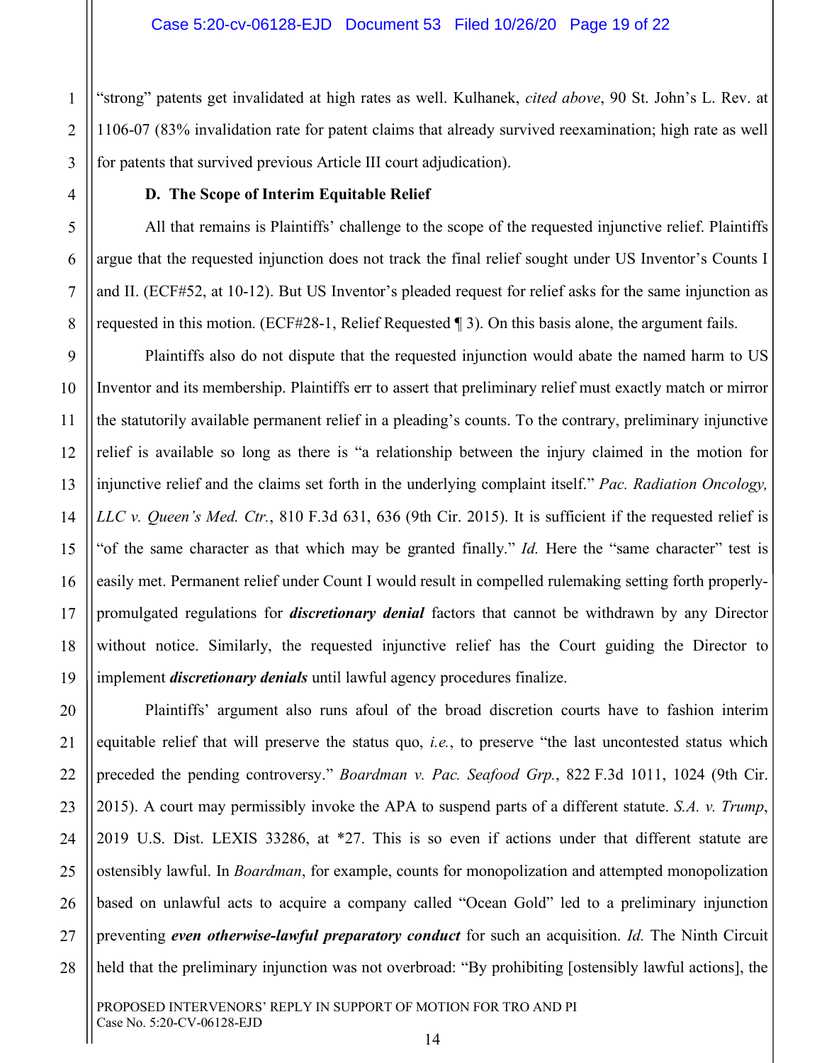"strong" patents get invalidated at high rates as well. Kulhanek, *cited above*, 90 St. John's L. Rev. at 1106-07 (83% invalidation rate for patent claims that already survived reexamination; high rate as well for patents that survived previous Article III court adjudication).

**D. The Scope of Interim Equitable Relief**

All that remains is Plaintiffs' challenge to the scope of the requested injunctive relief. Plaintiffs argue that the requested injunction does not track the final relief sought under US Inventor's Counts I and II. (ECF#52, at 10-12). But US Inventor's pleaded request for relief asks for the same injunction as requested in this motion. (ECF#28-1, Relief Requested ¶ 3). On this basis alone, the argument fails.

Plaintiffs also do not dispute that the requested injunction would abate the named harm to US Inventor and its membership. Plaintiffs err to assert that preliminary relief must exactly match or mirror the statutorily available permanent relief in a pleading's counts. To the contrary, preliminary injunctive relief is available so long as there is "a relationship between the injury claimed in the motion for injunctive relief and the claims set forth in the underlying complaint itself." *Pac. Radiation Oncology, LLC v. Queen's Med. Ctr.*, 810 F.3d 631, 636 (9th Cir. 2015). It is sufficient if the requested relief is "of the same character as that which may be granted finally." *Id.* Here the "same character" test is easily met. Permanent relief under Count I would result in compelled rulemaking setting forth properly-promulgated regulations for ***discretionary denial*** factors that cannot be withdrawn by any Director without notice. Similarly, the requested injunctive relief has the Court guiding the Director to implement ***discretionary denials*** until lawful agency procedures finalize.

Plaintiffs' argument also runs afoul of the broad discretion courts have to fashion interim equitable relief that will preserve the status quo, *i.e.*, to preserve "the last uncontested status which preceded the pending controversy." *Boardman v. Pac. Seafood Grp.*, 822 F.3d 1011, 1024 (9th Cir. 2015). A court may permissibly invoke the APA to suspend parts of a different statute. *S.A. v. Trump*, 2019 U.S. Dist. LEXIS 33286, at *27. This is so even if actions under that different statute are ostensibly lawful. In *Boardman*, for example, counts for monopolization and attempted monopolization based on unlawful acts to acquire a company called "Ocean Gold" led to a preliminary injunction preventing ***even otherwise-lawful preparatory conduct*** for such an acquisition. *Id.* The Ninth Circuit held that the preliminary injunction was not overbroad: "By prohibiting [ostensibly lawful actions], the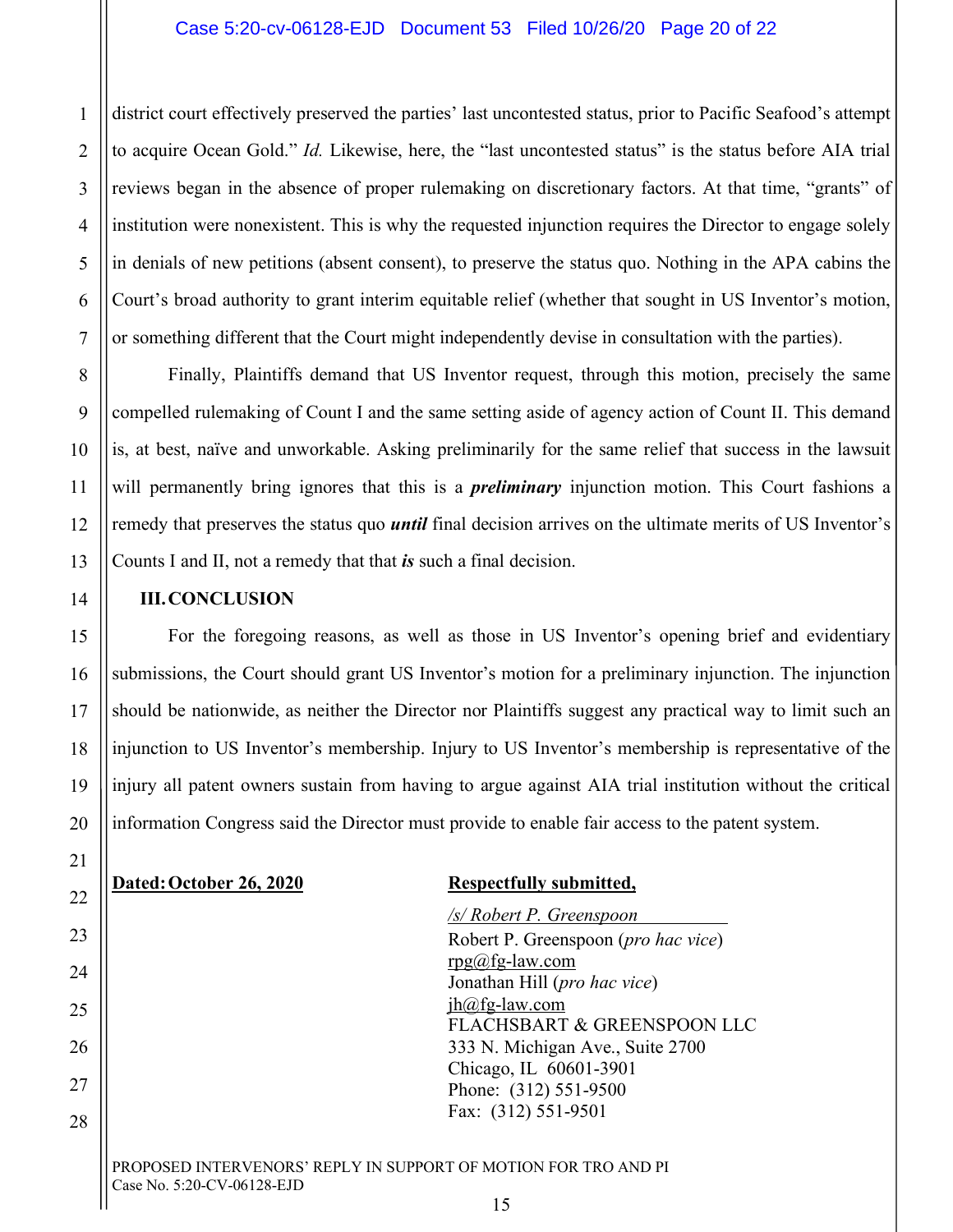district court effectively preserved the parties' last uncontested status, prior to Pacific Seafood's attempt to acquire Ocean Gold." *Id.* Likewise, here, the "last uncontested status" is the status before AIA trial reviews began in the absence of proper rulemaking on discretionary factors. At that time, "grants" of institution were nonexistent. This is why the requested injunction requires the Director to engage solely in denials of new petitions (absent consent), to preserve the status quo. Nothing in the APA cabins the Court's broad authority to grant interim equitable relief (whether that sought in US Inventor's motion, or something different that the Court might independently devise in consultation with the parties).

Finally, Plaintiffs demand that US Inventor request, through this motion, precisely the same compelled rulemaking of Count I and the same setting aside of agency action of Count II. This demand is, at best, naïve and unworkable. Asking preliminarily for the same relief that success in the lawsuit will permanently bring ignores that this is a ***preliminary*** injunction motion. This Court fashions a remedy that preserves the status quo ***until*** final decision arrives on the ultimate merits of US Inventor's Counts I and II, not a remedy that that ***is*** such a final decision.

## III. CONCLUSION

For the foregoing reasons, as well as those in US Inventor's opening brief and evidentiary submissions, the Court should grant US Inventor's motion for a preliminary injunction. The injunction should be nationwide, as neither the Director nor Plaintiffs suggest any practical way to limit such an injunction to US Inventor's membership. Injury to US Inventor's membership is representative of the injury all patent owners sustain from having to argue against AIA trial institution without the critical information Congress said the Director must provide to enable fair access to the patent system.

**Dated: October 26, 2020**

**Respectfully submitted,**

*/s/ Robert P. Greenspoon*
Robert P. Greenspoon (*pro hac vice*)
rpg@fg-law.com
Jonathan Hill (*pro hac vice*)
jh@fg-law.com
FLACHSBART & GREENSPOON LLC
333 N. Michigan Ave., Suite 2700
Chicago, IL 60601-3901
Phone: (312) 551-9500
Fax: (312) 551-9501

PROPOSED INTERVENORS' REPLY IN SUPPORT OF MOTION FOR TRO AND PI
Case No. 5:20-CV-06128-EJD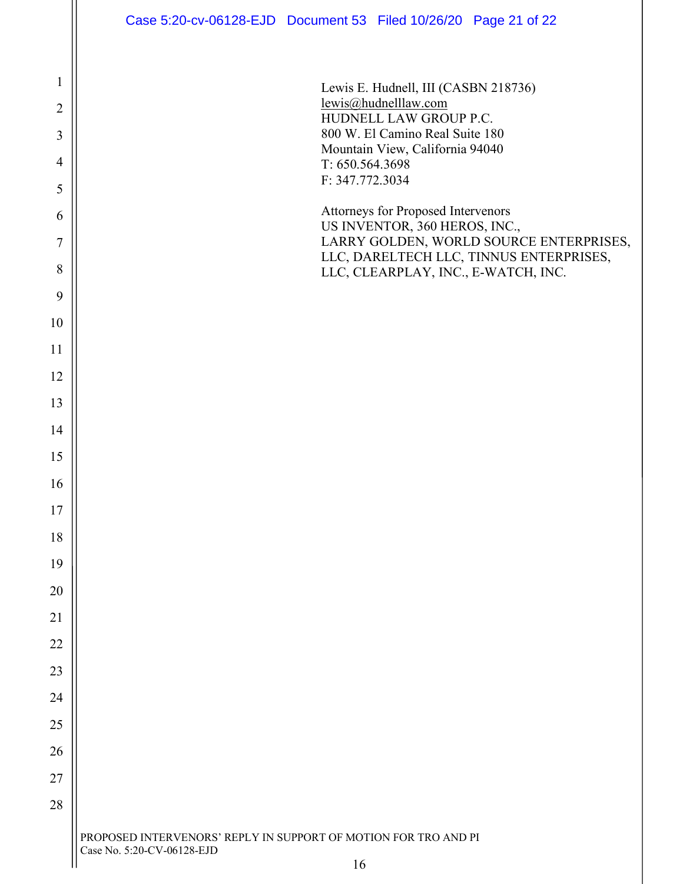Lewis E. Hudnell, III (CASBN 218736)
lewis@hudnelllaw.com
HUDNELL LAW GROUP P.C.
800 W. El Camino Real Suite 180
Mountain View, California 94040
T: 650.564.3698
F: 347.772.3034

Attorneys for Proposed Intervenors
US INVENTOR, 360 HEROS, INC.,
LARRY GOLDEN, WORLD SOURCE ENTERPRISES,
LLC, DARELTECH LLC, TINNUS ENTERPRISES,
LLC, CLEARPLAY, INC., E-WATCH, INC.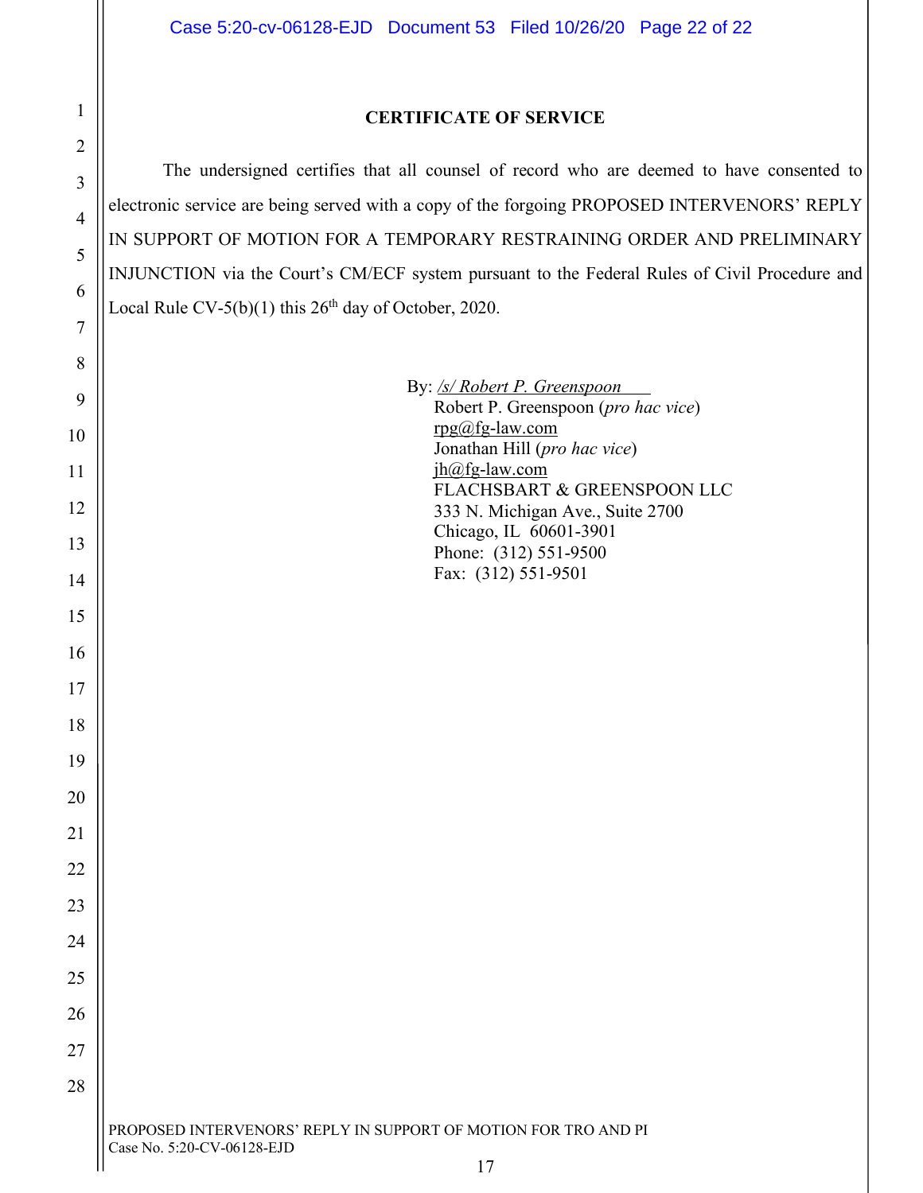**CERTIFICATE OF SERVICE**

The undersigned certifies that all counsel of record who are deemed to have consented to electronic service are being served with a copy of the forgoing PROPOSED INTERVENORS' REPLY IN SUPPORT OF MOTION FOR A TEMPORARY RESTRAINING ORDER AND PRELIMINARY INJUNCTION via the Court's CM/ECF system pursuant to the Federal Rules of Civil Procedure and Local Rule CV-5(b)(1) this 26th day of October, 2020.

By: */s/ Robert P. Greenspoon*
Robert P. Greenspoon (*pro hac vice*)
rpg@fg-law.com
Jonathan Hill (*pro hac vice*)
jh@fg-law.com
FLACHSBART & GREENSPOON LLC
333 N. Michigan Ave., Suite 2700
Chicago, IL 60601-3901
Phone: (312) 551-9500
Fax: (312) 551-9501